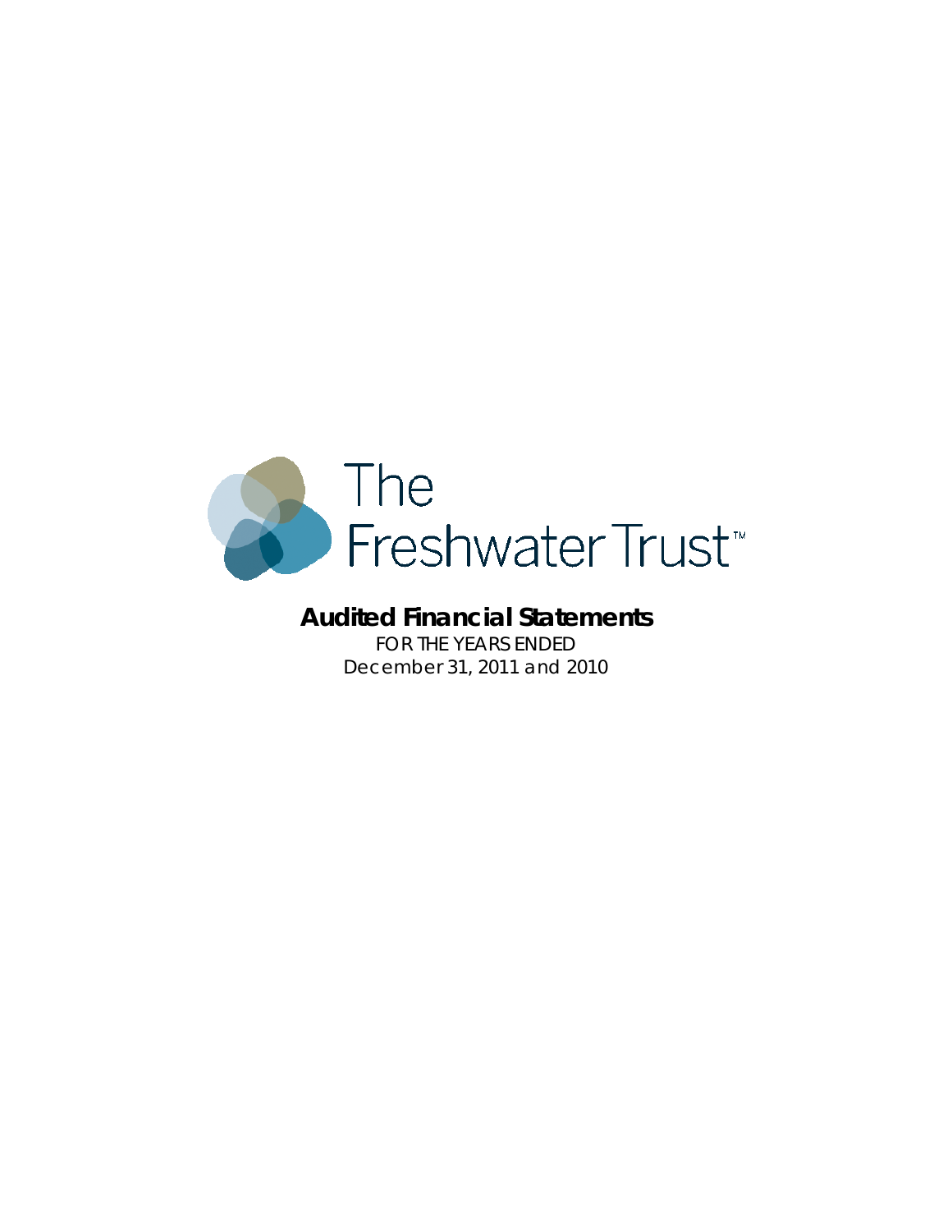# The Freshwater Trust™

## Audited Financial Statements

FOR THE YEARS ENDED
December 31, 2011 and 2010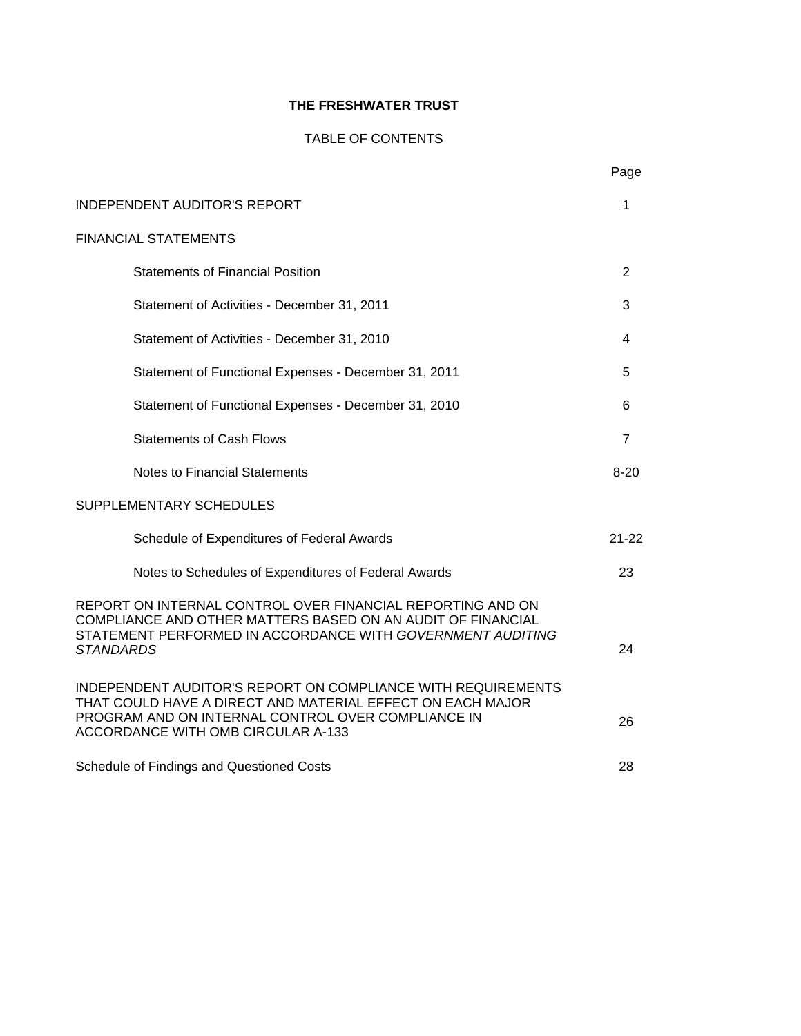# THE FRESHWATER TRUST

## TABLE OF CONTENTS

| | Page |
|---|---|
| INDEPENDENT AUDITOR'S REPORT | 1 |
| FINANCIAL STATEMENTS | |
| Statements of Financial Position | 2 |
| Statement of Activities - December 31, 2011 | 3 |
| Statement of Activities - December 31, 2010 | 4 |
| Statement of Functional Expenses - December 31, 2011 | 5 |
| Statement of Functional Expenses - December 31, 2010 | 6 |
| Statements of Cash Flows | 7 |
| Notes to Financial Statements | 8-20 |
| SUPPLEMENTARY SCHEDULES | |
| Schedule of Expenditures of Federal Awards | 21-22 |
| Notes to Schedules of Expenditures of Federal Awards | 23 |
| REPORT ON INTERNAL CONTROL OVER FINANCIAL REPORTING AND ON COMPLIANCE AND OTHER MATTERS BASED ON AN AUDIT OF FINANCIAL STATEMENT PERFORMED IN ACCORDANCE WITH *GOVERNMENT AUDITING STANDARDS* | 24 |
| INDEPENDENT AUDITOR'S REPORT ON COMPLIANCE WITH REQUIREMENTS THAT COULD HAVE A DIRECT AND MATERIAL EFFECT ON EACH MAJOR PROGRAM AND ON INTERNAL CONTROL OVER COMPLIANCE IN ACCORDANCE WITH OMB CIRCULAR A-133 | 26 |
| Schedule of Findings and Questioned Costs | 28 |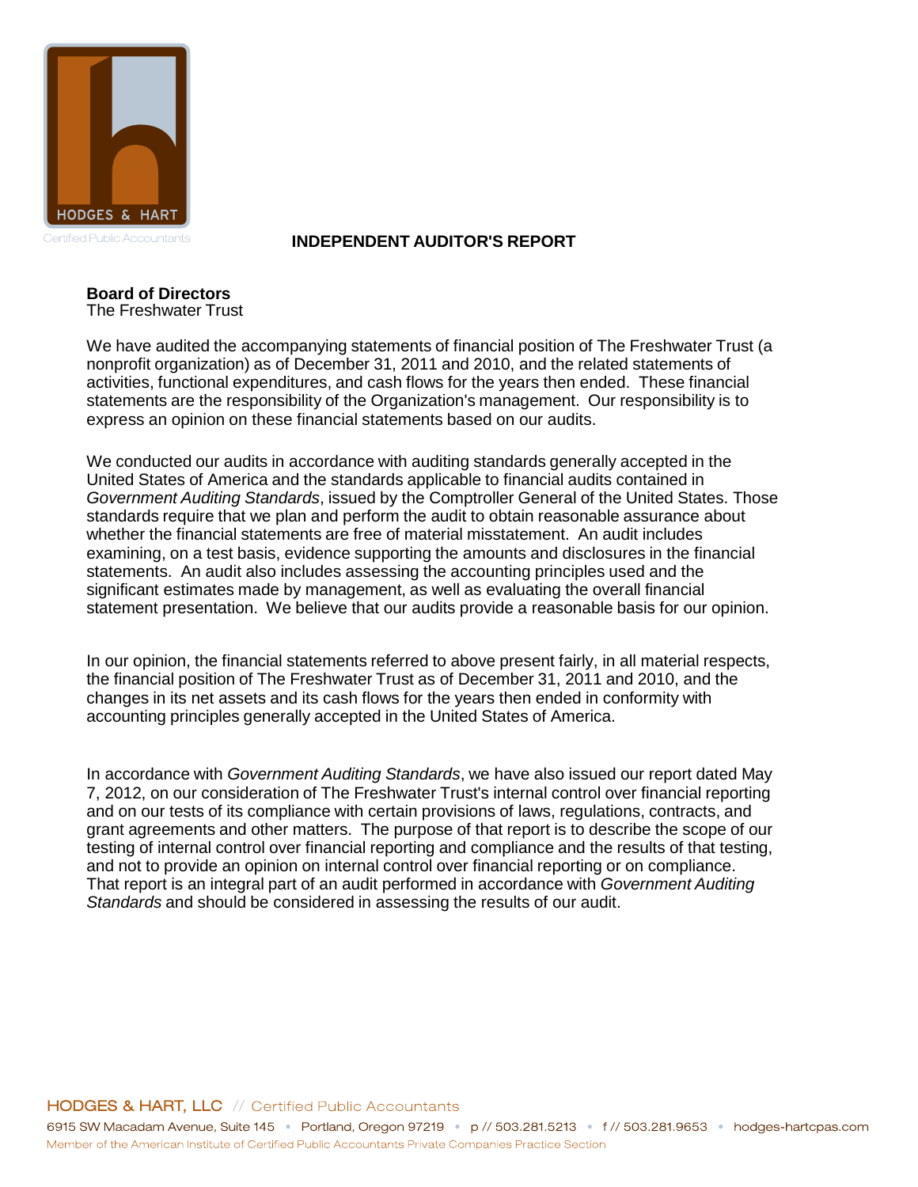HODGES & HART

Certified Public Accountants

# INDEPENDENT AUDITOR'S REPORT

**Board of Directors**
The Freshwater Trust

We have audited the accompanying statements of financial position of The Freshwater Trust (a nonprofit organization) as of December 31, 2011 and 2010, and the related statements of activities, functional expenditures, and cash flows for the years then ended. These financial statements are the responsibility of the Organization's management. Our responsibility is to express an opinion on these financial statements based on our audits.

We conducted our audits in accordance with auditing standards generally accepted in the United States of America and the standards applicable to financial audits contained in *Government Auditing Standards*, issued by the Comptroller General of the United States. Those standards require that we plan and perform the audit to obtain reasonable assurance about whether the financial statements are free of material misstatement. An audit includes examining, on a test basis, evidence supporting the amounts and disclosures in the financial statements. An audit also includes assessing the accounting principles used and the significant estimates made by management, as well as evaluating the overall financial statement presentation. We believe that our audits provide a reasonable basis for our opinion.

In our opinion, the financial statements referred to above present fairly, in all material respects, the financial position of The Freshwater Trust as of December 31, 2011 and 2010, and the changes in its net assets and its cash flows for the years then ended in conformity with accounting principles generally accepted in the United States of America.

In accordance with *Government Auditing Standards*, we have also issued our report dated May 7, 2012, on our consideration of The Freshwater Trust's internal control over financial reporting and on our tests of its compliance with certain provisions of laws, regulations, contracts, and grant agreements and other matters. The purpose of that report is to describe the scope of our testing of internal control over financial reporting and compliance and the results of that testing, and not to provide an opinion on internal control over financial reporting or on compliance. That report is an integral part of an audit performed in accordance with *Government Auditing Standards* and should be considered in assessing the results of our audit.

HODGES & HART, LLC // Certified Public Accountants
6915 SW Macadam Avenue, Suite 145 • Portland, Oregon 97219 • p // 503.281.5213 • f // 503.281.9653 • hodges-hartcpas.com
Member of the American Institute of Certified Public Accountants Private Companies Practice Section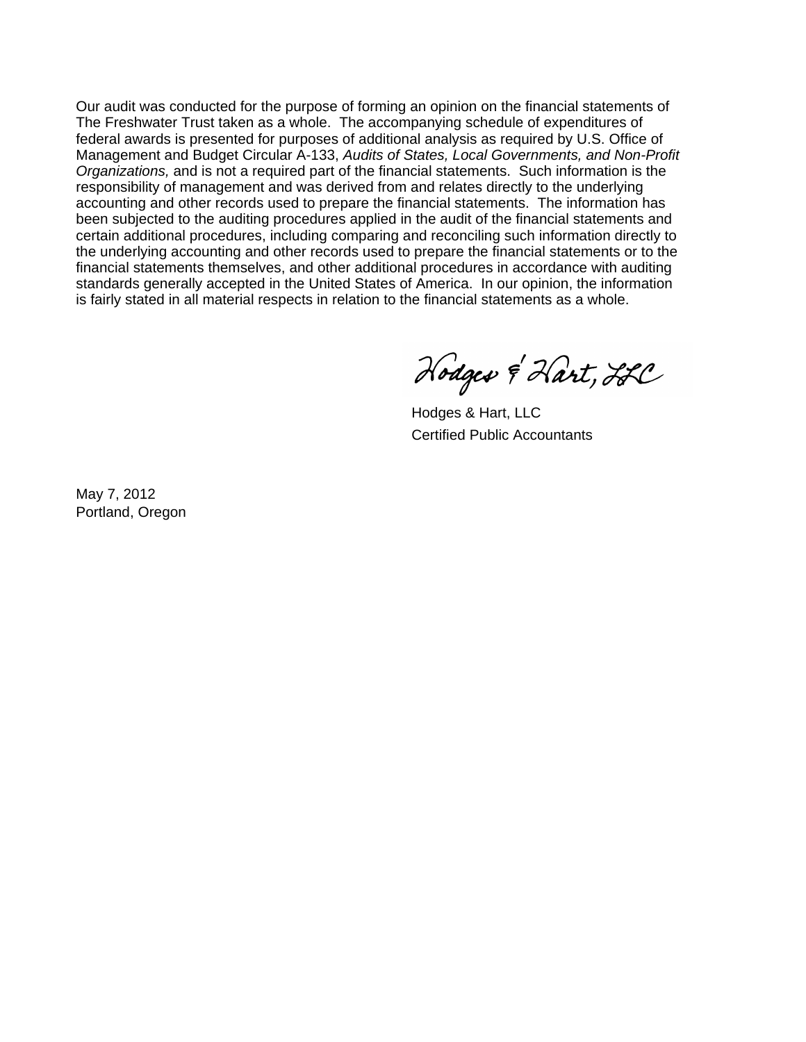Our audit was conducted for the purpose of forming an opinion on the financial statements of The Freshwater Trust taken as a whole. The accompanying schedule of expenditures of federal awards is presented for purposes of additional analysis as required by U.S. Office of Management and Budget Circular A-133, *Audits of States, Local Governments, and Non-Profit Organizations,* and is not a required part of the financial statements. Such information is the responsibility of management and was derived from and relates directly to the underlying accounting and other records used to prepare the financial statements. The information has been subjected to the auditing procedures applied in the audit of the financial statements and certain additional procedures, including comparing and reconciling such information directly to the underlying accounting and other records used to prepare the financial statements or to the financial statements themselves, and other additional procedures in accordance with auditing standards generally accepted in the United States of America. In our opinion, the information is fairly stated in all material respects in relation to the financial statements as a whole.

Hodges & Hart, LLC

Hodges & Hart, LLC
Certified Public Accountants

May 7, 2012
Portland, Oregon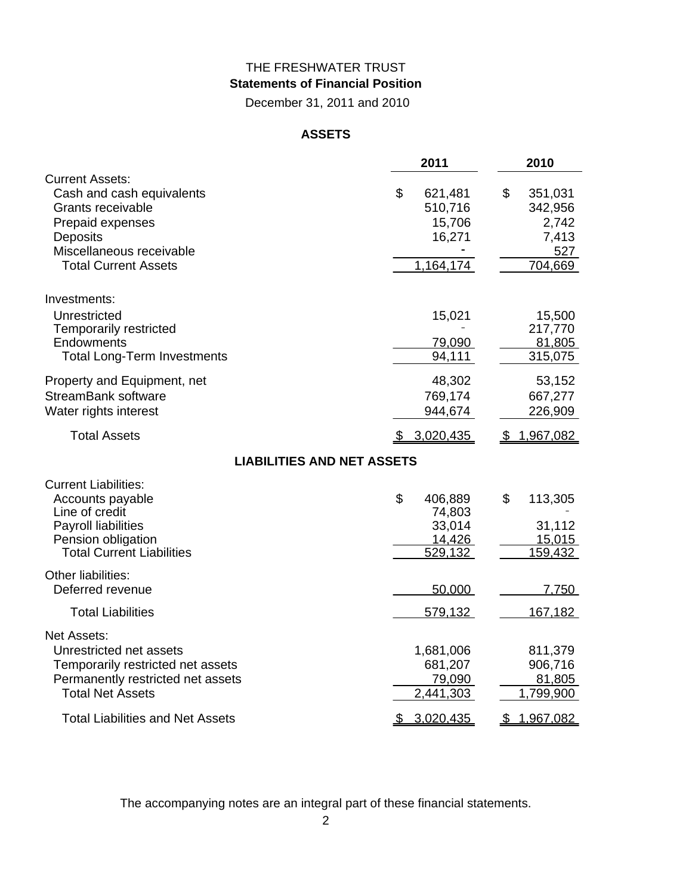THE FRESHWATER TRUST

**Statements of Financial Position**

December 31, 2011 and 2010

## ASSETS

| | 2011 | 2010 |
|---|---|---|
| Current Assets: | | |
| Cash and cash equivalents | $ 621,481 | $ 351,031 |
| Grants receivable | 510,716 | 342,956 |
| Prepaid expenses | 15,706 | 2,742 |
| Deposits | 16,271 | 7,413 |
| Miscellaneous receivable | - | 527 |
| Total Current Assets | 1,164,174 | 704,669 |
| Investments: | | |
| Unrestricted | 15,021 | 15,500 |
| Temporarily restricted | - | 217,770 |
| Endowments | 79,090 | 81,805 |
| Total Long-Term Investments | 94,111 | 315,075 |
| Property and Equipment, net | 48,302 | 53,152 |
| StreamBank software | 769,174 | 667,277 |
| Water rights interest | 944,674 | 226,909 |
| Total Assets | $ 3,020,435 | $ 1,967,082 |

## LIABILITIES AND NET ASSETS

| | 2011 | 2010 |
|---|---|---|
| Current Liabilities: | | |
| Accounts payable | $ 406,889 | $ 113,305 |
| Line of credit | 74,803 | - |
| Payroll liabilities | 33,014 | 31,112 |
| Pension obligation | 14,426 | 15,015 |
| Total Current Liabilities | 529,132 | 159,432 |
| Other liabilities: | | |
| Deferred revenue | 50,000 | 7,750 |
| Total Liabilities | 579,132 | 167,182 |
| Net Assets: | | |
| Unrestricted net assets | 1,681,006 | 811,379 |
| Temporarily restricted net assets | 681,207 | 906,716 |
| Permanently restricted net assets | 79,090 | 81,805 |
| Total Net Assets | 2,441,303 | 1,799,900 |
| Total Liabilities and Net Assets | $ 3,020,435 | $ 1,967,082 |

The accompanying notes are an integral part of these financial statements.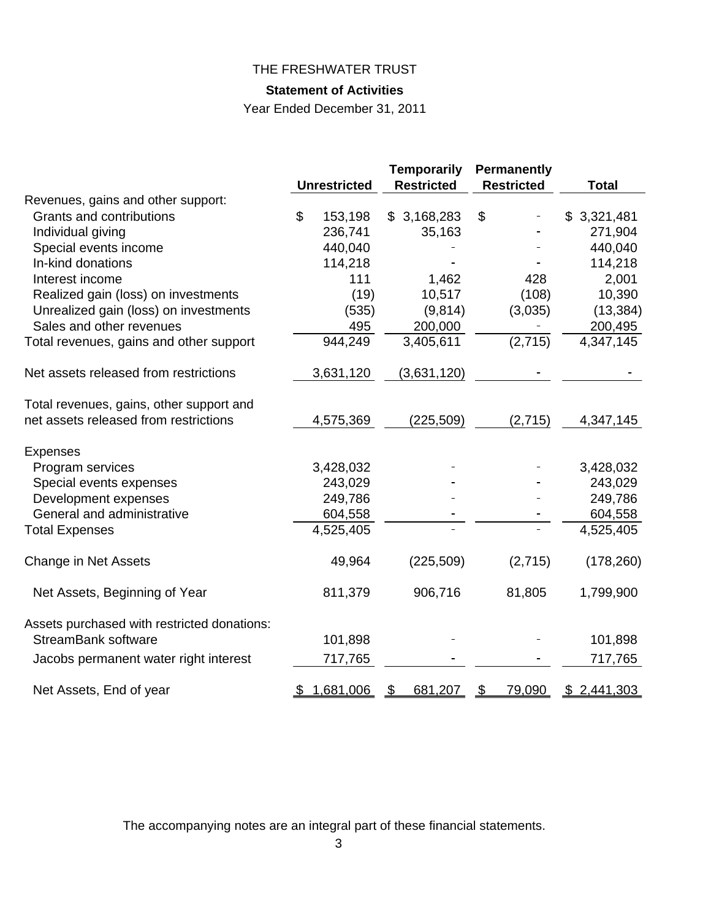THE FRESHWATER TRUST

**Statement of Activities**

Year Ended December 31, 2011

| | Unrestricted | Temporarily Restricted | Permanently Restricted | Total |
|---|---|---|---|---|
| Revenues, gains and other support: | | | | |
| Grants and contributions | $ 153,198 | $ 3,168,283 | $ - | $ 3,321,481 |
| Individual giving | 236,741 | 35,163 | - | 271,904 |
| Special events income | 440,040 | - | - | 440,040 |
| In-kind donations | 114,218 | - | - | 114,218 |
| Interest income | 111 | 1,462 | 428 | 2,001 |
| Realized gain (loss) on investments | (19) | 10,517 | (108) | 10,390 |
| Unrealized gain (loss) on investments | (535) | (9,814) | (3,035) | (13,384) |
| Sales and other revenues | 495 | 200,000 | - | 200,495 |
| Total revenues, gains and other support | 944,249 | 3,405,611 | (2,715) | 4,347,145 |
| Net assets released from restrictions | 3,631,120 | (3,631,120) | - | - |
| Total revenues, gains, other support and net assets released from restrictions | 4,575,369 | (225,509) | (2,715) | 4,347,145 |
| Expenses | | | | |
| Program services | 3,428,032 | - | - | 3,428,032 |
| Special events expenses | 243,029 | - | - | 243,029 |
| Development expenses | 249,786 | - | - | 249,786 |
| General and administrative | 604,558 | - | - | 604,558 |
| Total Expenses | 4,525,405 | - | - | 4,525,405 |
| Change in Net Assets | 49,964 | (225,509) | (2,715) | (178,260) |
| Net Assets, Beginning of Year | 811,379 | 906,716 | 81,805 | 1,799,900 |
| Assets purchased with restricted donations: | | | | |
| StreamBank software | 101,898 | - | - | 101,898 |
| Jacobs permanent water right interest | 717,765 | - | - | 717,765 |
| Net Assets, End of year | $ 1,681,006 | $ 681,207 | $ 79,090 | $ 2,441,303 |

The accompanying notes are an integral part of these financial statements.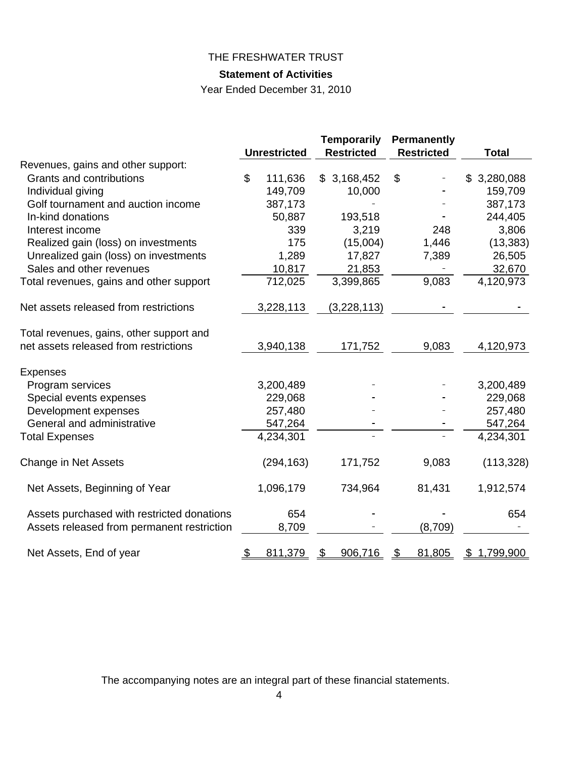THE FRESHWATER TRUST

**Statement of Activities**

Year Ended December 31, 2010

| | Unrestricted | Temporarily Restricted | Permanently Restricted | Total |
|---|---|---|---|---|
| Revenues, gains and other support: | | | | |
| Grants and contributions | $ 111,636 | $ 3,168,452 | $ - | $ 3,280,088 |
| Individual giving | 149,709 | 10,000 | - | 159,709 |
| Golf tournament and auction income | 387,173 | - | - | 387,173 |
| In-kind donations | 50,887 | 193,518 | - | 244,405 |
| Interest income | 339 | 3,219 | 248 | 3,806 |
| Realized gain (loss) on investments | 175 | (15,004) | 1,446 | (13,383) |
| Unrealized gain (loss) on investments | 1,289 | 17,827 | 7,389 | 26,505 |
| Sales and other revenues | 10,817 | 21,853 | - | 32,670 |
| Total revenues, gains and other support | 712,025 | 3,399,865 | 9,083 | 4,120,973 |
| Net assets released from restrictions | 3,228,113 | (3,228,113) | - | - |
| Total revenues, gains, other support and net assets released from restrictions | 3,940,138 | 171,752 | 9,083 | 4,120,973 |
| Expenses | | | | |
| Program services | 3,200,489 | - | - | 3,200,489 |
| Special events expenses | 229,068 | - | - | 229,068 |
| Development expenses | 257,480 | - | - | 257,480 |
| General and administrative | 547,264 | - | - | 547,264 |
| Total Expenses | 4,234,301 | - | - | 4,234,301 |
| Change in Net Assets | (294,163) | 171,752 | 9,083 | (113,328) |
| Net Assets, Beginning of Year | 1,096,179 | 734,964 | 81,431 | 1,912,574 |
| Assets purchased with restricted donations | 654 | - | - | 654 |
| Assets released from permanent restriction | 8,709 | - | (8,709) | - |
| Net Assets, End of year | $ 811,379 | $ 906,716 | $ 81,805 | $ 1,799,900 |

The accompanying notes are an integral part of these financial statements.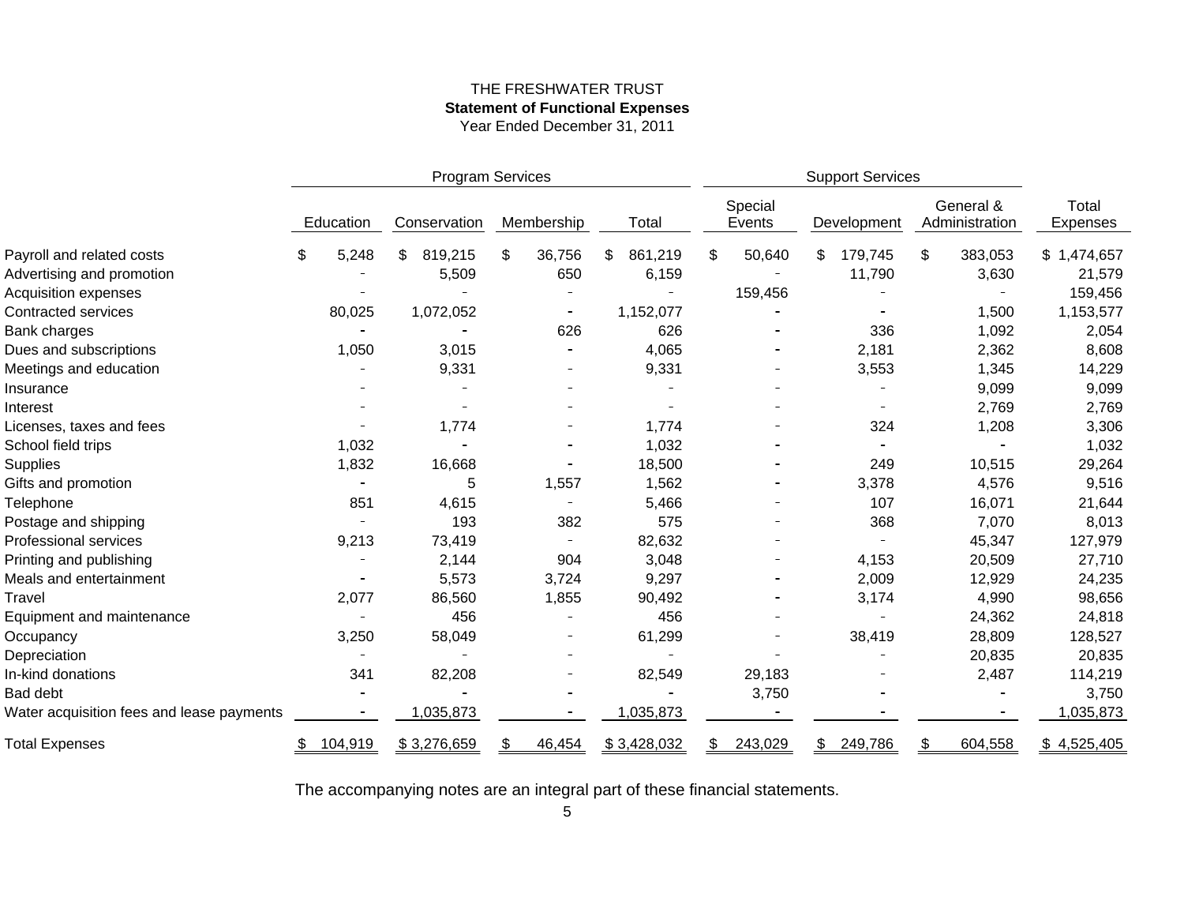THE FRESHWATER TRUST

**Statement of Functional Expenses**

Year Ended December 31, 2011

| | Program Services | | | | Support Services | | | |
|---|---|---|---|---|---|---|---|---|
| | Education | Conservation | Membership | Total | Special Events | Development | General & Administration | Total Expenses |
| Payroll and related costs | $ 5,248 | $ 819,215 | $ 36,756 | $ 861,219 | $ 50,640 | $ 179,745 | $ 383,053 | $ 1,474,657 |
| Advertising and promotion | - | 5,509 | 650 | 6,159 | - | 11,790 | 3,630 | 21,579 |
| Acquisition expenses | - | - | - | - | 159,456 | - | - | 159,456 |
| Contracted services | 80,025 | 1,072,052 | - | 1,152,077 | - | - | 1,500 | 1,153,577 |
| Bank charges | - | - | 626 | 626 | - | 336 | 1,092 | 2,054 |
| Dues and subscriptions | 1,050 | 3,015 | - | 4,065 | - | 2,181 | 2,362 | 8,608 |
| Meetings and education | - | 9,331 | - | 9,331 | - | 3,553 | 1,345 | 14,229 |
| Insurance | - | - | - | - | - | - | 9,099 | 9,099 |
| Interest | - | - | - | - | - | - | 2,769 | 2,769 |
| Licenses, taxes and fees | - | 1,774 | - | 1,774 | - | 324 | 1,208 | 3,306 |
| School field trips | 1,032 | - | - | 1,032 | - | - | - | 1,032 |
| Supplies | 1,832 | 16,668 | - | 18,500 | - | 249 | 10,515 | 29,264 |
| Gifts and promotion | - | 5 | 1,557 | 1,562 | - | 3,378 | 4,576 | 9,516 |
| Telephone | 851 | 4,615 | - | 5,466 | - | 107 | 16,071 | 21,644 |
| Postage and shipping | - | 193 | 382 | 575 | - | 368 | 7,070 | 8,013 |
| Professional services | 9,213 | 73,419 | - | 82,632 | - | - | 45,347 | 127,979 |
| Printing and publishing | - | 2,144 | 904 | 3,048 | - | 4,153 | 20,509 | 27,710 |
| Meals and entertainment | - | 5,573 | 3,724 | 9,297 | - | 2,009 | 12,929 | 24,235 |
| Travel | 2,077 | 86,560 | 1,855 | 90,492 | - | 3,174 | 4,990 | 98,656 |
| Equipment and maintenance | - | 456 | - | 456 | - | - | 24,362 | 24,818 |
| Occupancy | 3,250 | 58,049 | - | 61,299 | - | 38,419 | 28,809 | 128,527 |
| Depreciation | - | - | - | - | - | - | 20,835 | 20,835 |
| In-kind donations | 341 | 82,208 | - | 82,549 | 29,183 | - | 2,487 | 114,219 |
| Bad debt | - | - | - | - | 3,750 | - | - | 3,750 |
| Water acquisition fees and lease payments | - | 1,035,873 | - | 1,035,873 | - | - | - | 1,035,873 |
| Total Expenses | $ 104,919 | $ 3,276,659 | $ 46,454 | $ 3,428,032 | $ 243,029 | $ 249,786 | $ 604,558 | $ 4,525,405 |

The accompanying notes are an integral part of these financial statements.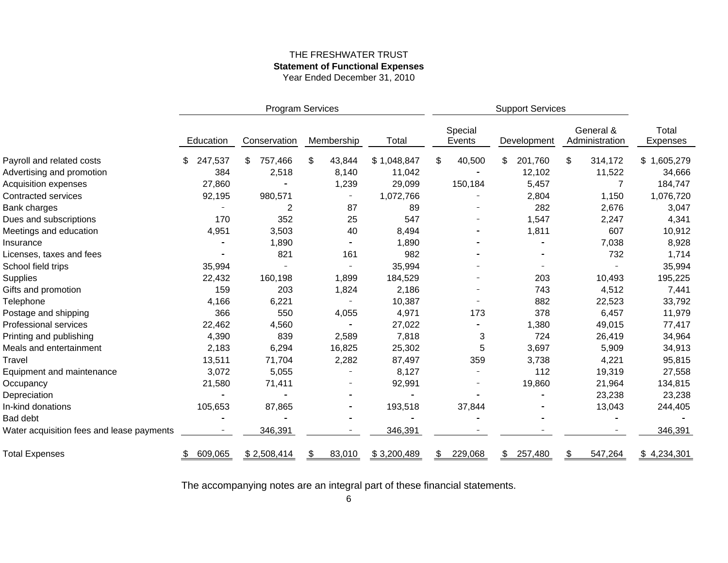THE FRESHWATER TRUST

**Statement of Functional Expenses**

Year Ended December 31, 2010

| | Program Services | | | | Support Services | | | |
|---|---|---|---|---|---|---|---|---|
| | Education | Conservation | Membership | Total | Special Events | Development | General & Administration | Total Expenses |
| Payroll and related costs | $ 247,537 | $ 757,466 | $ 43,844 | $ 1,048,847 | $ 40,500 | $ 201,760 | $ 314,172 | $ 1,605,279 |
| Advertising and promotion | 384 | 2,518 | 8,140 | 11,042 | - | 12,102 | 11,522 | 34,666 |
| Acquisition expenses | 27,860 | - | 1,239 | 29,099 | 150,184 | 5,457 | 7 | 184,747 |
| Contracted services | 92,195 | 980,571 | - | 1,072,766 | - | 2,804 | 1,150 | 1,076,720 |
| Bank charges | - | 2 | 87 | 89 | - | 282 | 2,676 | 3,047 |
| Dues and subscriptions | 170 | 352 | 25 | 547 | - | 1,547 | 2,247 | 4,341 |
| Meetings and education | 4,951 | 3,503 | 40 | 8,494 | - | 1,811 | 607 | 10,912 |
| Insurance | - | 1,890 | - | 1,890 | - | - | 7,038 | 8,928 |
| Licenses, taxes and fees | - | 821 | 161 | 982 | - | - | 732 | 1,714 |
| School field trips | 35,994 | - | - | 35,994 | - | - | - | 35,994 |
| Supplies | 22,432 | 160,198 | 1,899 | 184,529 | - | 203 | 10,493 | 195,225 |
| Gifts and promotion | 159 | 203 | 1,824 | 2,186 | - | 743 | 4,512 | 7,441 |
| Telephone | 4,166 | 6,221 | - | 10,387 | - | 882 | 22,523 | 33,792 |
| Postage and shipping | 366 | 550 | 4,055 | 4,971 | 173 | 378 | 6,457 | 11,979 |
| Professional services | 22,462 | 4,560 | - | 27,022 | - | 1,380 | 49,015 | 77,417 |
| Printing and publishing | 4,390 | 839 | 2,589 | 7,818 | 3 | 724 | 26,419 | 34,964 |
| Meals and entertainment | 2,183 | 6,294 | 16,825 | 25,302 | 5 | 3,697 | 5,909 | 34,913 |
| Travel | 13,511 | 71,704 | 2,282 | 87,497 | 359 | 3,738 | 4,221 | 95,815 |
| Equipment and maintenance | 3,072 | 5,055 | - | 8,127 | - | 112 | 19,319 | 27,558 |
| Occupancy | 21,580 | 71,411 | - | 92,991 | - | 19,860 | 21,964 | 134,815 |
| Depreciation | - | - | - | - | - | - | 23,238 | 23,238 |
| In-kind donations | 105,653 | 87,865 | - | 193,518 | 37,844 | - | 13,043 | 244,405 |
| Bad debt | - | - | - | - | - | - | - | - |
| Water acquisition fees and lease payments | - | 346,391 | - | 346,391 | - | - | - | 346,391 |
| Total Expenses | $ 609,065 | $ 2,508,414 | $ 83,010 | $ 3,200,489 | $ 229,068 | $ 257,480 | $ 547,264 | $ 4,234,301 |

The accompanying notes are an integral part of these financial statements.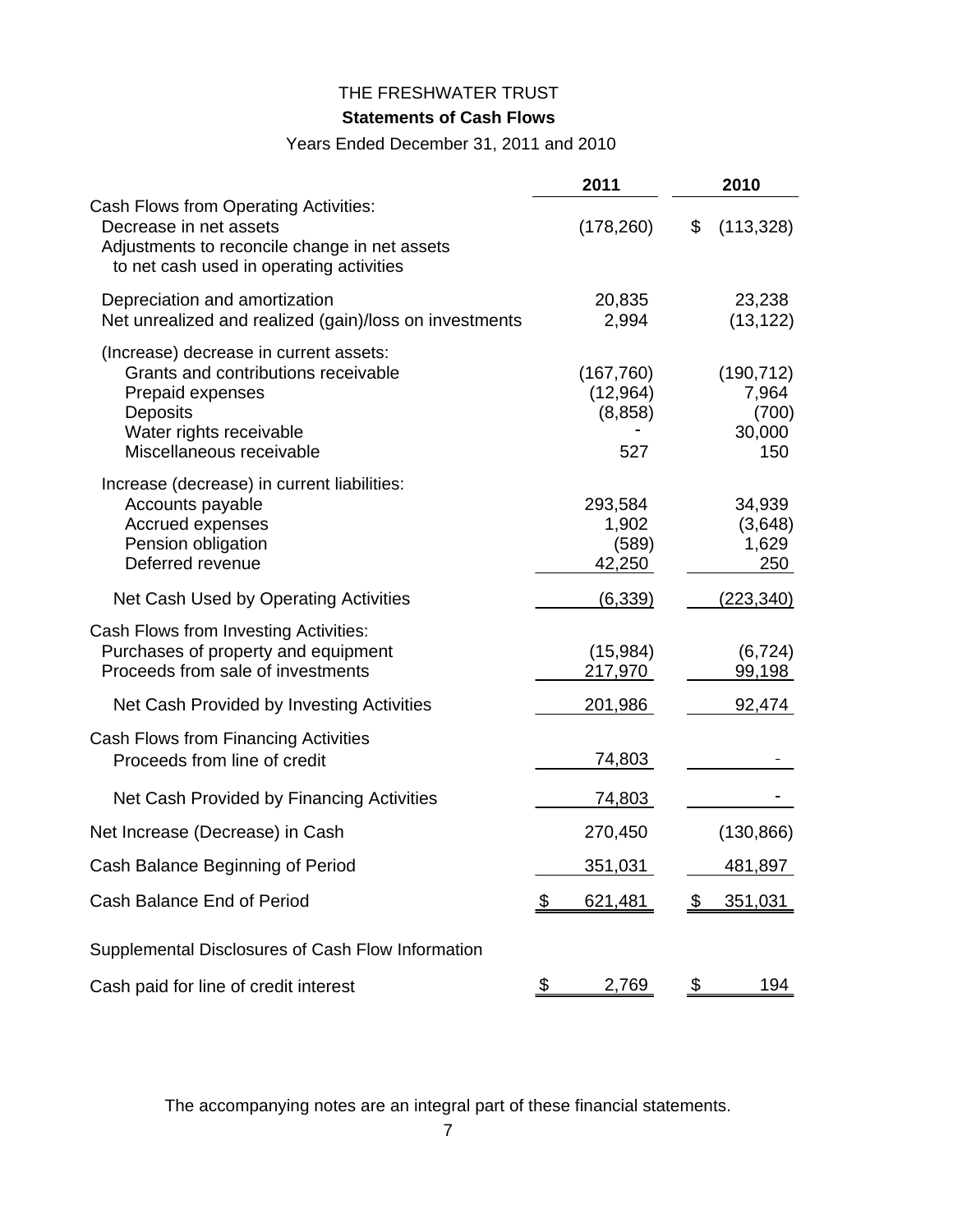# THE FRESHWATER TRUST

## Statements of Cash Flows

Years Ended December 31, 2011 and 2010

| | 2011 | 2010 |
|---|---|---|
| **Cash Flows from Operating Activities:** | | |
| Decrease in net assets | (178,260) | $ (113,328) |
| Adjustments to reconcile change in net assets to net cash used in operating activities | | |
| Depreciation and amortization | 20,835 | 23,238 |
| Net unrealized and realized (gain)/loss on investments | 2,994 | (13,122) |
| (Increase) decrease in current assets: | | |
| Grants and contributions receivable | (167,760) | (190,712) |
| Prepaid expenses | (12,964) | 7,964 |
| Deposits | (8,858) | (700) |
| Water rights receivable | - | 30,000 |
| Miscellaneous receivable | 527 | 150 |
| Increase (decrease) in current liabilities: | | |
| Accounts payable | 293,584 | 34,939 |
| Accrued expenses | 1,902 | (3,648) |
| Pension obligation | (589) | 1,629 |
| Deferred revenue | 42,250 | 250 |
| Net Cash Used by Operating Activities | (6,339) | (223,340) |
| **Cash Flows from Investing Activities:** | | |
| Purchases of property and equipment | (15,984) | (6,724) |
| Proceeds from sale of investments | 217,970 | 99,198 |
| Net Cash Provided by Investing Activities | 201,986 | 92,474 |
| **Cash Flows from Financing Activities** | | |
| Proceeds from line of credit | 74,803 | - |
| Net Cash Provided by Financing Activities | 74,803 | - |
| Net Increase (Decrease) in Cash | 270,450 | (130,866) |
| Cash Balance Beginning of Period | 351,031 | 481,897 |
| Cash Balance End of Period | $ 621,481 | $ 351,031 |
| **Supplemental Disclosures of Cash Flow Information** | | |
| Cash paid for line of credit interest | $ 2,769 | $ 194 |

The accompanying notes are an integral part of these financial statements.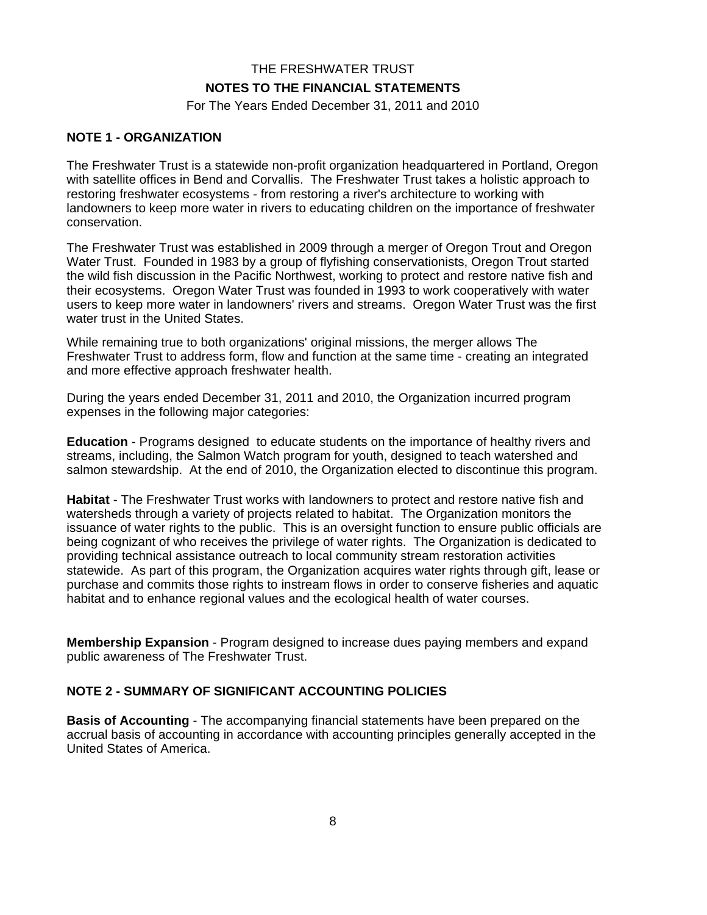THE FRESHWATER TRUST

**NOTES TO THE FINANCIAL STATEMENTS**

For The Years Ended December 31, 2011 and 2010

## NOTE 1 - ORGANIZATION

The Freshwater Trust is a statewide non-profit organization headquartered in Portland, Oregon with satellite offices in Bend and Corvallis. The Freshwater Trust takes a holistic approach to restoring freshwater ecosystems - from restoring a river's architecture to working with landowners to keep more water in rivers to educating children on the importance of freshwater conservation.

The Freshwater Trust was established in 2009 through a merger of Oregon Trout and Oregon Water Trust. Founded in 1983 by a group of flyfishing conservationists, Oregon Trout started the wild fish discussion in the Pacific Northwest, working to protect and restore native fish and their ecosystems. Oregon Water Trust was founded in 1993 to work cooperatively with water users to keep more water in landowners' rivers and streams. Oregon Water Trust was the first water trust in the United States.

While remaining true to both organizations' original missions, the merger allows The Freshwater Trust to address form, flow and function at the same time - creating an integrated and more effective approach freshwater health.

During the years ended December 31, 2011 and 2010, the Organization incurred program expenses in the following major categories:

**Education** - Programs designed to educate students on the importance of healthy rivers and streams, including, the Salmon Watch program for youth, designed to teach watershed and salmon stewardship. At the end of 2010, the Organization elected to discontinue this program.

**Habitat** - The Freshwater Trust works with landowners to protect and restore native fish and watersheds through a variety of projects related to habitat. The Organization monitors the issuance of water rights to the public. This is an oversight function to ensure public officials are being cognizant of who receives the privilege of water rights. The Organization is dedicated to providing technical assistance outreach to local community stream restoration activities statewide. As part of this program, the Organization acquires water rights through gift, lease or purchase and commits those rights to instream flows in order to conserve fisheries and aquatic habitat and to enhance regional values and the ecological health of water courses.

**Membership Expansion** - Program designed to increase dues paying members and expand public awareness of The Freshwater Trust.

## NOTE 2 - SUMMARY OF SIGNIFICANT ACCOUNTING POLICIES

**Basis of Accounting** - The accompanying financial statements have been prepared on the accrual basis of accounting in accordance with accounting principles generally accepted in the United States of America.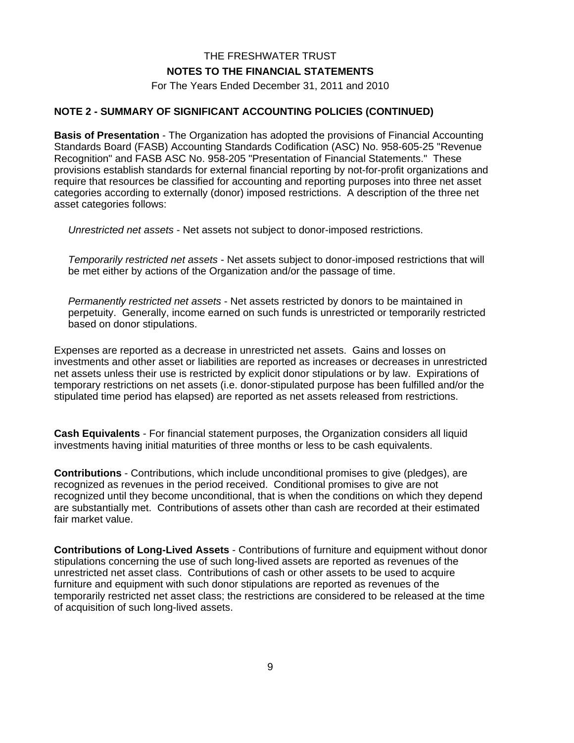THE FRESHWATER TRUST

**NOTES TO THE FINANCIAL STATEMENTS**

For The Years Ended December 31, 2011 and 2010

**NOTE 2 - SUMMARY OF SIGNIFICANT ACCOUNTING POLICIES (CONTINUED)**

**Basis of Presentation** - The Organization has adopted the provisions of Financial Accounting Standards Board (FASB) Accounting Standards Codification (ASC) No. 958-605-25 "Revenue Recognition" and FASB ASC No. 958-205 "Presentation of Financial Statements." These provisions establish standards for external financial reporting by not-for-profit organizations and require that resources be classified for accounting and reporting purposes into three net asset categories according to externally (donor) imposed restrictions. A description of the three net asset categories follows:

*Unrestricted net assets* - Net assets not subject to donor-imposed restrictions.

*Temporarily restricted net assets* - Net assets subject to donor-imposed restrictions that will be met either by actions of the Organization and/or the passage of time.

*Permanently restricted net assets* - Net assets restricted by donors to be maintained in perpetuity. Generally, income earned on such funds is unrestricted or temporarily restricted based on donor stipulations.

Expenses are reported as a decrease in unrestricted net assets. Gains and losses on investments and other asset or liabilities are reported as increases or decreases in unrestricted net assets unless their use is restricted by explicit donor stipulations or by law. Expirations of temporary restrictions on net assets (i.e. donor-stipulated purpose has been fulfilled and/or the stipulated time period has elapsed) are reported as net assets released from restrictions.

**Cash Equivalents** - For financial statement purposes, the Organization considers all liquid investments having initial maturities of three months or less to be cash equivalents.

**Contributions** - Contributions, which include unconditional promises to give (pledges), are recognized as revenues in the period received. Conditional promises to give are not recognized until they become unconditional, that is when the conditions on which they depend are substantially met. Contributions of assets other than cash are recorded at their estimated fair market value.

**Contributions of Long-Lived Assets** - Contributions of furniture and equipment without donor stipulations concerning the use of such long-lived assets are reported as revenues of the unrestricted net asset class. Contributions of cash or other assets to be used to acquire furniture and equipment with such donor stipulations are reported as revenues of the temporarily restricted net asset class; the restrictions are considered to be released at the time of acquisition of such long-lived assets.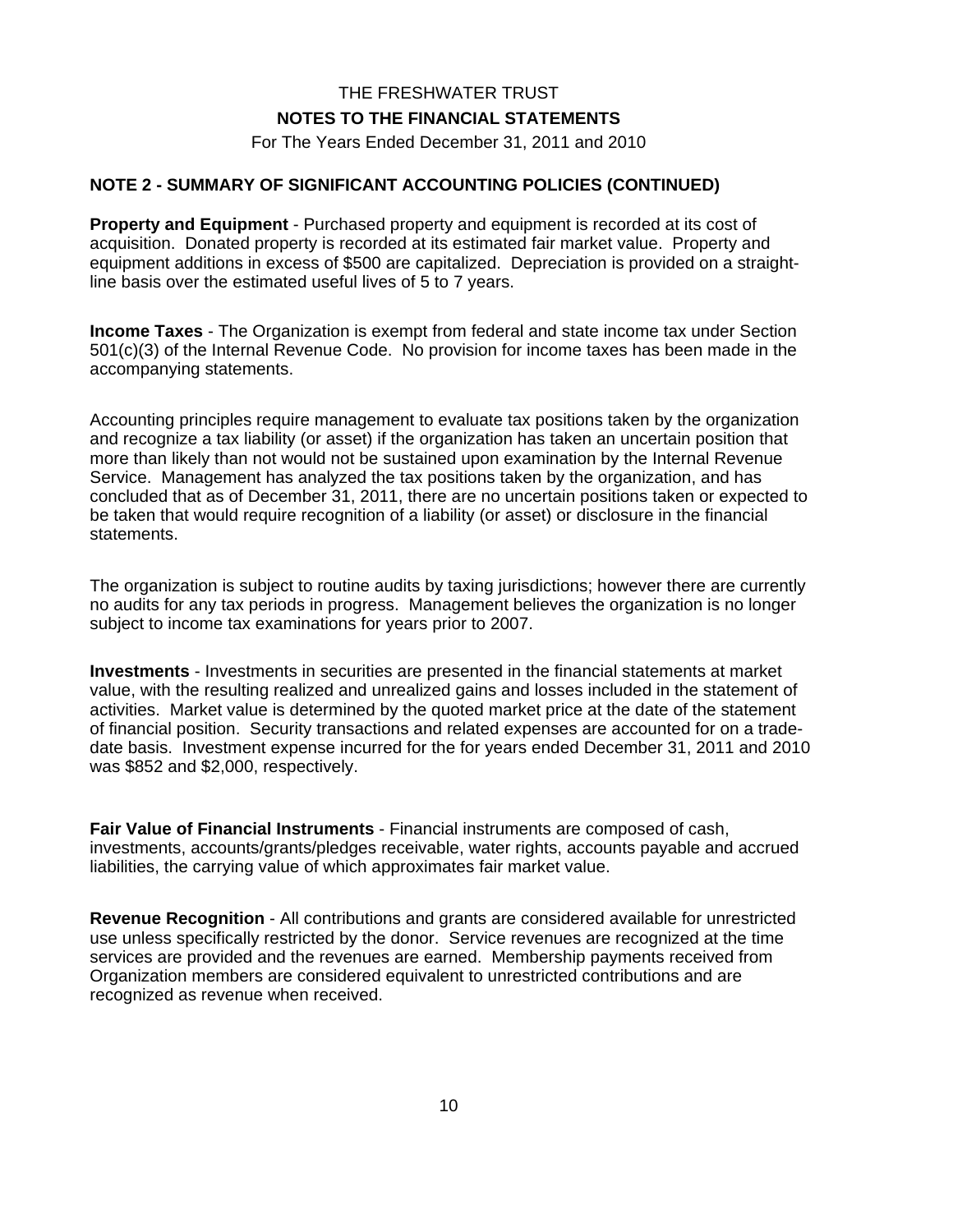THE FRESHWATER TRUST

**NOTES TO THE FINANCIAL STATEMENTS**

For The Years Ended December 31, 2011 and 2010

## NOTE 2 - SUMMARY OF SIGNIFICANT ACCOUNTING POLICIES (CONTINUED)

**Property and Equipment** - Purchased property and equipment is recorded at its cost of acquisition. Donated property is recorded at its estimated fair market value. Property and equipment additions in excess of $500 are capitalized. Depreciation is provided on a straight-line basis over the estimated useful lives of 5 to 7 years.

**Income Taxes** - The Organization is exempt from federal and state income tax under Section 501(c)(3) of the Internal Revenue Code. No provision for income taxes has been made in the accompanying statements.

Accounting principles require management to evaluate tax positions taken by the organization and recognize a tax liability (or asset) if the organization has taken an uncertain position that more than likely than not would not be sustained upon examination by the Internal Revenue Service. Management has analyzed the tax positions taken by the organization, and has concluded that as of December 31, 2011, there are no uncertain positions taken or expected to be taken that would require recognition of a liability (or asset) or disclosure in the financial statements.

The organization is subject to routine audits by taxing jurisdictions; however there are currently no audits for any tax periods in progress. Management believes the organization is no longer subject to income tax examinations for years prior to 2007.

**Investments** - Investments in securities are presented in the financial statements at market value, with the resulting realized and unrealized gains and losses included in the statement of activities. Market value is determined by the quoted market price at the date of the statement of financial position. Security transactions and related expenses are accounted for on a trade-date basis. Investment expense incurred for the for years ended December 31, 2011 and 2010 was $852 and $2,000, respectively.

**Fair Value of Financial Instruments** - Financial instruments are composed of cash, investments, accounts/grants/pledges receivable, water rights, accounts payable and accrued liabilities, the carrying value of which approximates fair market value.

**Revenue Recognition** - All contributions and grants are considered available for unrestricted use unless specifically restricted by the donor. Service revenues are recognized at the time services are provided and the revenues are earned. Membership payments received from Organization members are considered equivalent to unrestricted contributions and are recognized as revenue when received.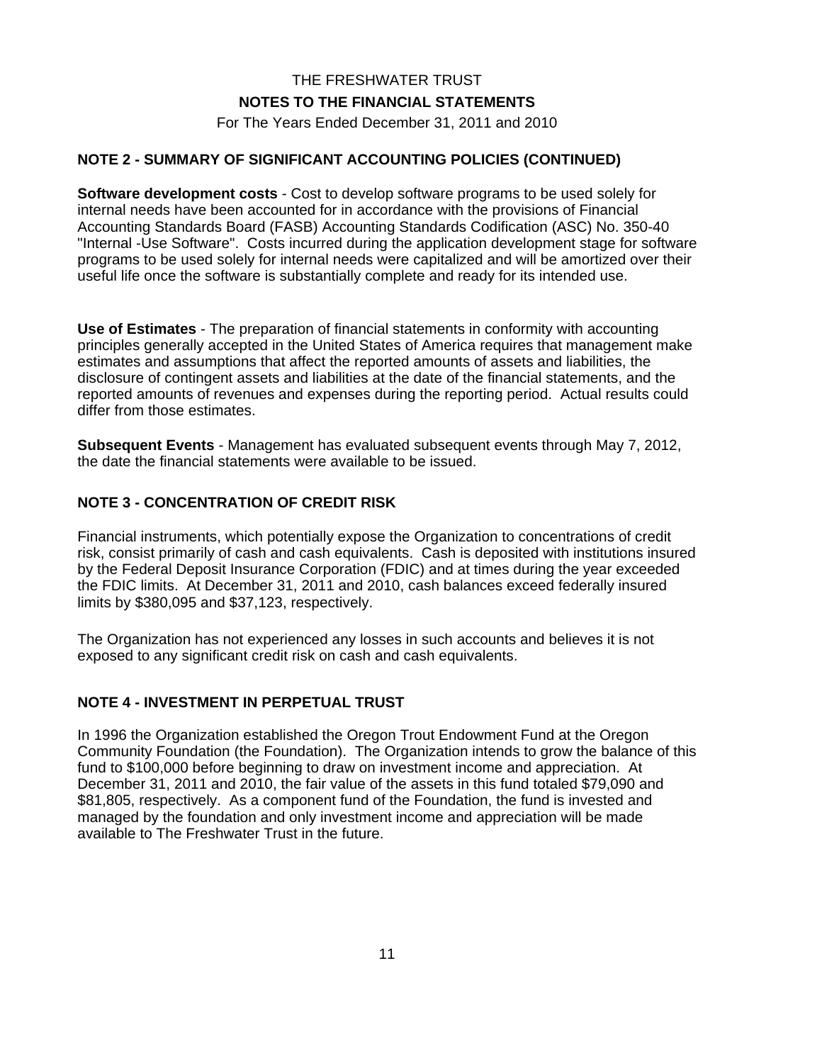THE FRESHWATER TRUST

**NOTES TO THE FINANCIAL STATEMENTS**

For The Years Ended December 31, 2011 and 2010

## NOTE 2 - SUMMARY OF SIGNIFICANT ACCOUNTING POLICIES (CONTINUED)

**Software development costs** - Cost to develop software programs to be used solely for internal needs have been accounted for in accordance with the provisions of Financial Accounting Standards Board (FASB) Accounting Standards Codification (ASC) No. 350-40 "Internal -Use Software". Costs incurred during the application development stage for software programs to be used solely for internal needs were capitalized and will be amortized over their useful life once the software is substantially complete and ready for its intended use.

**Use of Estimates** - The preparation of financial statements in conformity with accounting principles generally accepted in the United States of America requires that management make estimates and assumptions that affect the reported amounts of assets and liabilities, the disclosure of contingent assets and liabilities at the date of the financial statements, and the reported amounts of revenues and expenses during the reporting period. Actual results could differ from those estimates.

**Subsequent Events** - Management has evaluated subsequent events through May 7, 2012, the date the financial statements were available to be issued.

## NOTE 3 - CONCENTRATION OF CREDIT RISK

Financial instruments, which potentially expose the Organization to concentrations of credit risk, consist primarily of cash and cash equivalents. Cash is deposited with institutions insured by the Federal Deposit Insurance Corporation (FDIC) and at times during the year exceeded the FDIC limits. At December 31, 2011 and 2010, cash balances exceed federally insured limits by $380,095 and $37,123, respectively.

The Organization has not experienced any losses in such accounts and believes it is not exposed to any significant credit risk on cash and cash equivalents.

## NOTE 4 - INVESTMENT IN PERPETUAL TRUST

In 1996 the Organization established the Oregon Trout Endowment Fund at the Oregon Community Foundation (the Foundation). The Organization intends to grow the balance of this fund to $100,000 before beginning to draw on investment income and appreciation. At December 31, 2011 and 2010, the fair value of the assets in this fund totaled $79,090 and $81,805, respectively. As a component fund of the Foundation, the fund is invested and managed by the foundation and only investment income and appreciation will be made available to The Freshwater Trust in the future.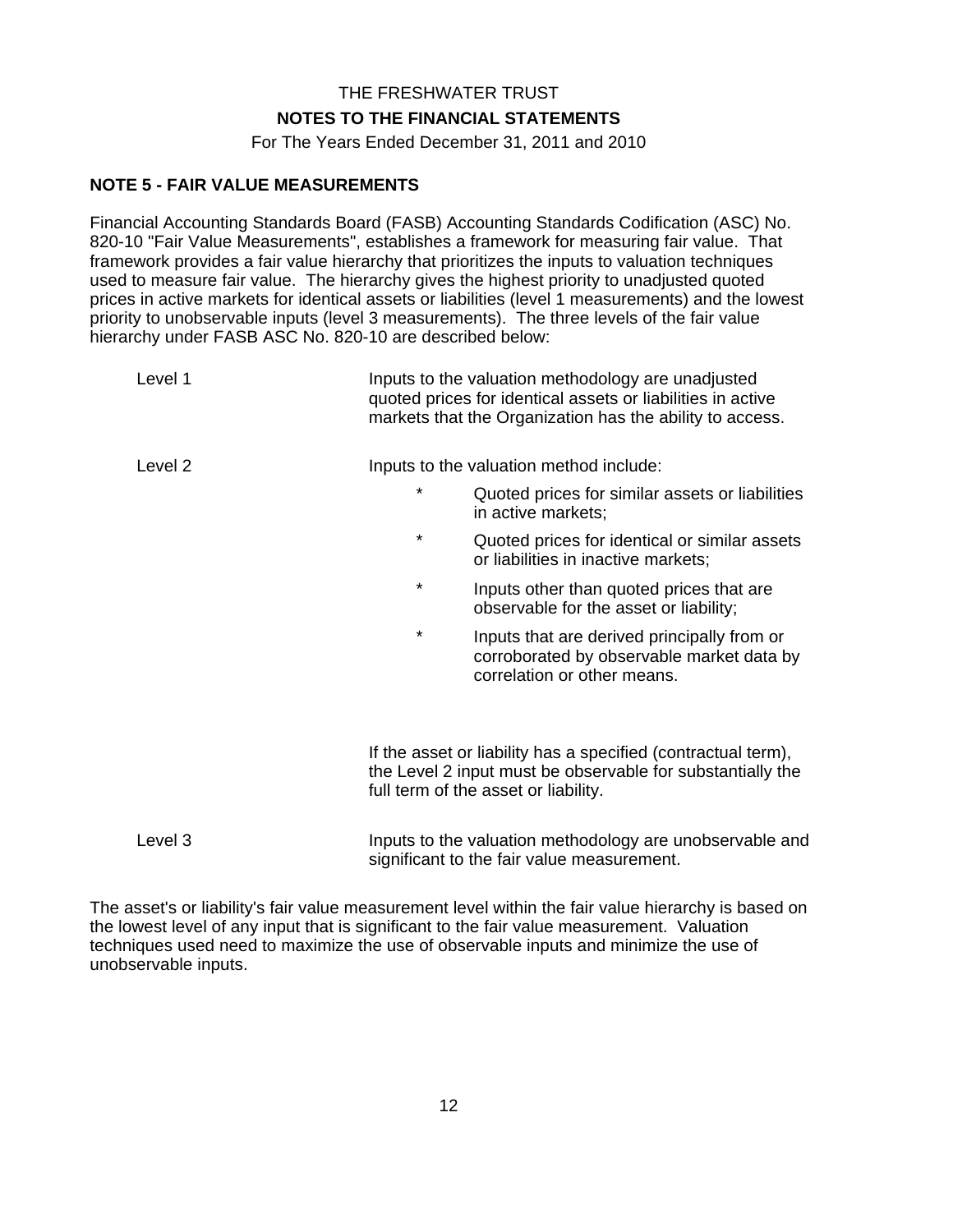THE FRESHWATER TRUST

**NOTES TO THE FINANCIAL STATEMENTS**

For The Years Ended December 31, 2011 and 2010

**NOTE 5 - FAIR VALUE MEASUREMENTS**

Financial Accounting Standards Board (FASB) Accounting Standards Codification (ASC) No. 820-10 "Fair Value Measurements", establishes a framework for measuring fair value. That framework provides a fair value hierarchy that prioritizes the inputs to valuation techniques used to measure fair value. The hierarchy gives the highest priority to unadjusted quoted prices in active markets for identical assets or liabilities (level 1 measurements) and the lowest priority to unobservable inputs (level 3 measurements). The three levels of the fair value hierarchy under FASB ASC No. 820-10 are described below:

Level 1 — Inputs to the valuation methodology are unadjusted quoted prices for identical assets or liabilities in active markets that the Organization has the ability to access.

Level 2 — Inputs to the valuation method include:

- Quoted prices for similar assets or liabilities in active markets;
- Quoted prices for identical or similar assets or liabilities in inactive markets;
- Inputs other than quoted prices that are observable for the asset or liability;
- Inputs that are derived principally from or corroborated by observable market data by correlation or other means.

If the asset or liability has a specified (contractual term), the Level 2 input must be observable for substantially the full term of the asset or liability.

Level 3 — Inputs to the valuation methodology are unobservable and significant to the fair value measurement.

The asset's or liability's fair value measurement level within the fair value hierarchy is based on the lowest level of any input that is significant to the fair value measurement. Valuation techniques used need to maximize the use of observable inputs and minimize the use of unobservable inputs.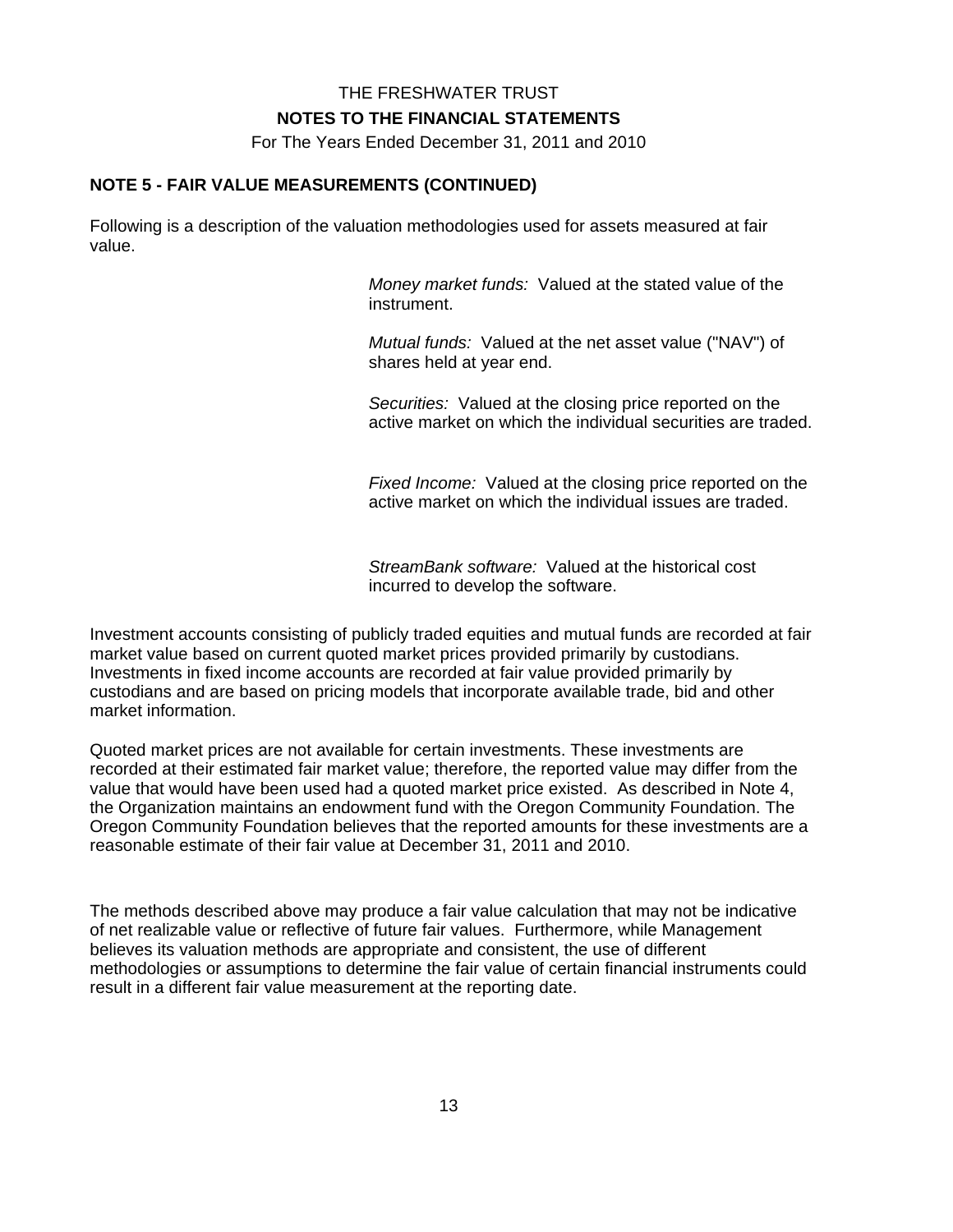THE FRESHWATER TRUST

**NOTES TO THE FINANCIAL STATEMENTS**

For The Years Ended December 31, 2011 and 2010

## NOTE 5 - FAIR VALUE MEASUREMENTS (CONTINUED)

Following is a description of the valuation methodologies used for assets measured at fair value.

*Money market funds:* Valued at the stated value of the instrument.

*Mutual funds:* Valued at the net asset value ("NAV") of shares held at year end.

*Securities:* Valued at the closing price reported on the active market on which the individual securities are traded.

*Fixed Income:* Valued at the closing price reported on the active market on which the individual issues are traded.

*StreamBank software:* Valued at the historical cost incurred to develop the software.

Investment accounts consisting of publicly traded equities and mutual funds are recorded at fair market value based on current quoted market prices provided primarily by custodians. Investments in fixed income accounts are recorded at fair value provided primarily by custodians and are based on pricing models that incorporate available trade, bid and other market information.

Quoted market prices are not available for certain investments. These investments are recorded at their estimated fair market value; therefore, the reported value may differ from the value that would have been used had a quoted market price existed. As described in Note 4, the Organization maintains an endowment fund with the Oregon Community Foundation. The Oregon Community Foundation believes that the reported amounts for these investments are a reasonable estimate of their fair value at December 31, 2011 and 2010.

The methods described above may produce a fair value calculation that may not be indicative of net realizable value or reflective of future fair values. Furthermore, while Management believes its valuation methods are appropriate and consistent, the use of different methodologies or assumptions to determine the fair value of certain financial instruments could result in a different fair value measurement at the reporting date.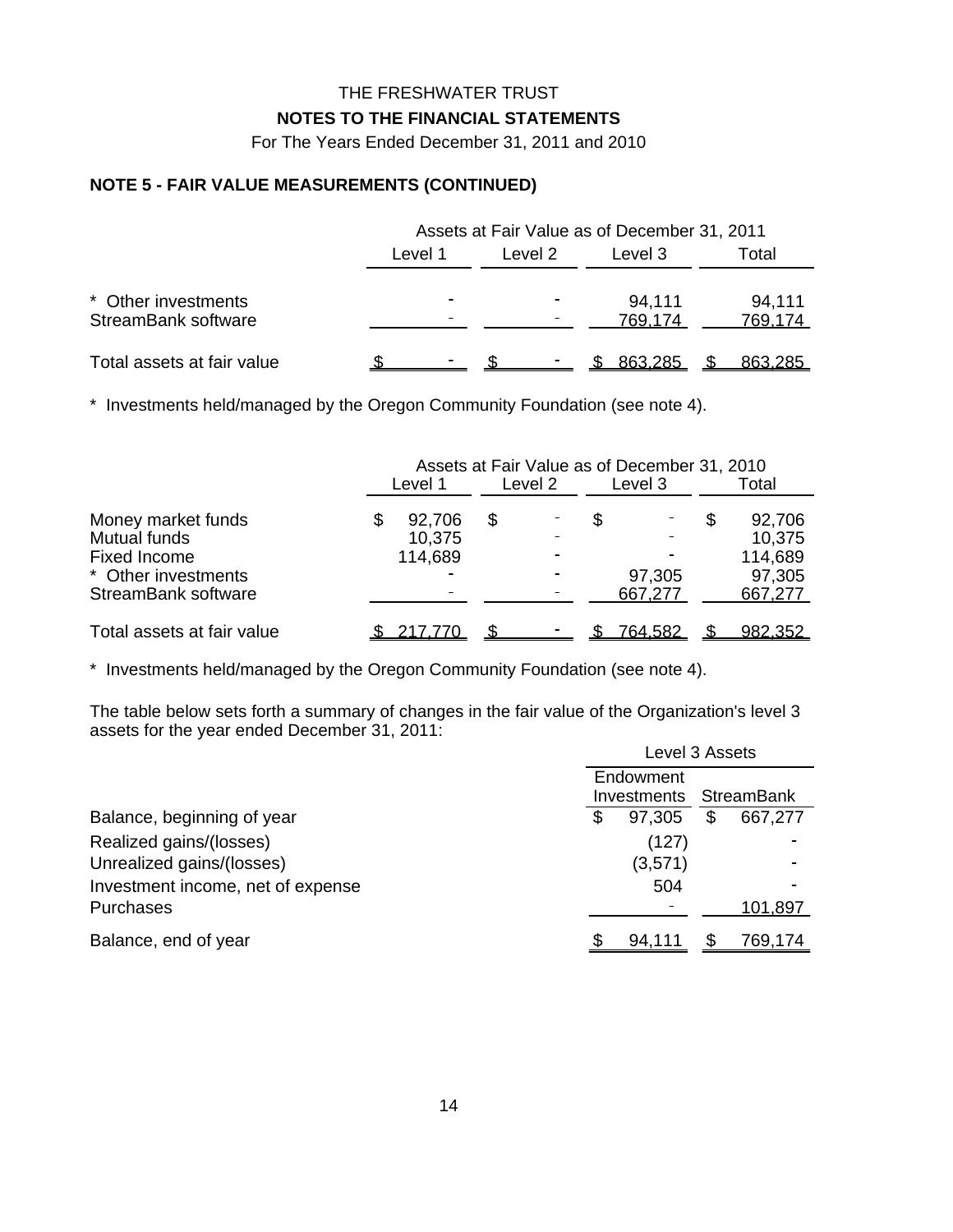THE FRESHWATER TRUST

**NOTES TO THE FINANCIAL STATEMENTS**

For The Years Ended December 31, 2011 and 2010

## NOTE 5 - FAIR VALUE MEASUREMENTS (CONTINUED)

| | Assets at Fair Value as of December 31, 2011 | | | |
|---|---|---|---|---|
| | Level 1 | Level 2 | Level 3 | Total |
| * Other investments | - | - | 94,111 | 94,111 |
| StreamBank software | - | - | 769,174 | 769,174 |
| Total assets at fair value | $ - | $ - | $ 863,285 | $ 863,285 |

* Investments held/managed by the Oregon Community Foundation (see note 4).

| | Assets at Fair Value as of December 31, 2010 | | | |
|---|---|---|---|---|
| | Level 1 | Level 2 | Level 3 | Total |
| Money market funds | $ 92,706 | $ - | $ - | $ 92,706 |
| Mutual funds | 10,375 | - | - | 10,375 |
| Fixed Income | 114,689 | - | - | 114,689 |
| * Other investments | - | - | 97,305 | 97,305 |
| StreamBank software | - | - | 667,277 | 667,277 |
| Total assets at fair value | $ 217,770 | $ - | $ 764,582 | $ 982,352 |

* Investments held/managed by the Oregon Community Foundation (see note 4).

The table below sets forth a summary of changes in the fair value of the Organization's level 3 assets for the year ended December 31, 2011:

| | Level 3 Assets | |
|---|---|---|
| | Endowment Investments | StreamBank |
| Balance, beginning of year | $ 97,305 | $ 667,277 |
| Realized gains/(losses) | (127) | - |
| Unrealized gains/(losses) | (3,571) | - |
| Investment income, net of expense | 504 | - |
| Purchases | - | 101,897 |
| Balance, end of year | $ 94,111 | $ 769,174 |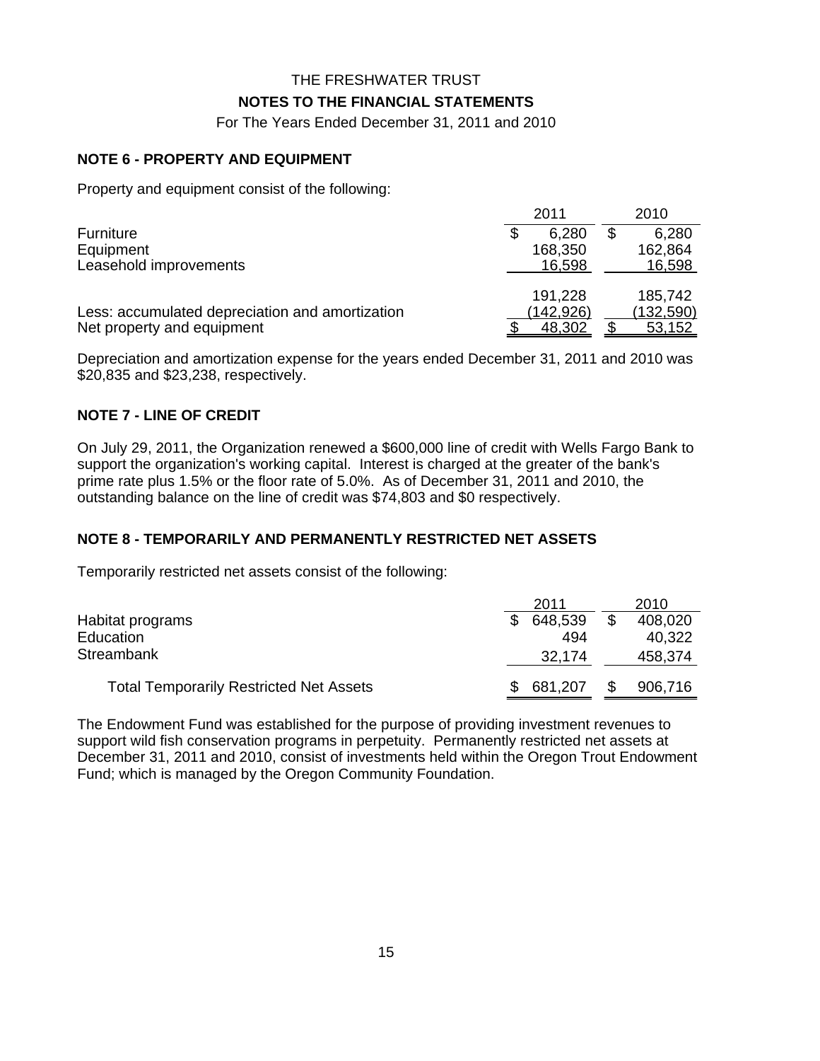THE FRESHWATER TRUST

**NOTES TO THE FINANCIAL STATEMENTS**

For The Years Ended December 31, 2011 and 2010

## NOTE 6 - PROPERTY AND EQUIPMENT

Property and equipment consist of the following:

| | 2011 | 2010 |
|---|---|---|
| Furniture | $ 6,280 | $ 6,280 |
| Equipment | 168,350 | 162,864 |
| Leasehold improvements | 16,598 | 16,598 |
| | 191,228 | 185,742 |
| Less: accumulated depreciation and amortization | (142,926) | (132,590) |
| Net property and equipment | $ 48,302 | $ 53,152 |

Depreciation and amortization expense for the years ended December 31, 2011 and 2010 was $20,835 and $23,238, respectively.

## NOTE 7 - LINE OF CREDIT

On July 29, 2011, the Organization renewed a $600,000 line of credit with Wells Fargo Bank to support the organization's working capital. Interest is charged at the greater of the bank's prime rate plus 1.5% or the floor rate of 5.0%. As of December 31, 2011 and 2010, the outstanding balance on the line of credit was $74,803 and $0 respectively.

## NOTE 8 - TEMPORARILY AND PERMANENTLY RESTRICTED NET ASSETS

Temporarily restricted net assets consist of the following:

| | 2011 | 2010 |
|---|---|---|
| Habitat programs | $ 648,539 | $ 408,020 |
| Education | 494 | 40,322 |
| Streambank | 32,174 | 458,374 |
| Total Temporarily Restricted Net Assets | $ 681,207 | $ 906,716 |

The Endowment Fund was established for the purpose of providing investment revenues to support wild fish conservation programs in perpetuity. Permanently restricted net assets at December 31, 2011 and 2010, consist of investments held within the Oregon Trout Endowment Fund; which is managed by the Oregon Community Foundation.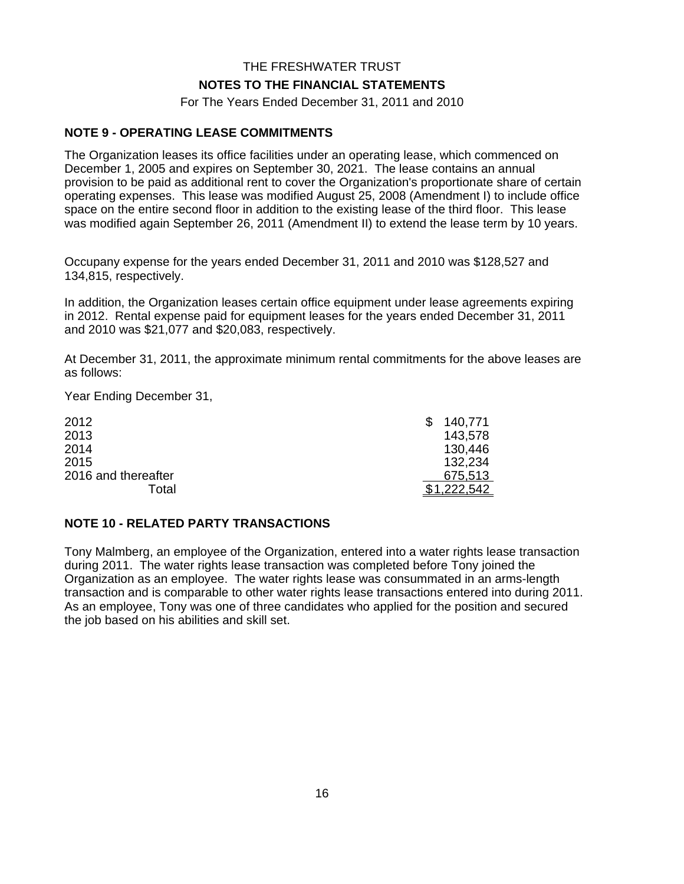THE FRESHWATER TRUST

**NOTES TO THE FINANCIAL STATEMENTS**

For The Years Ended December 31, 2011 and 2010

## NOTE 9 - OPERATING LEASE COMMITMENTS

The Organization leases its office facilities under an operating lease, which commenced on December 1, 2005 and expires on September 30, 2021. The lease contains an annual provision to be paid as additional rent to cover the Organization's proportionate share of certain operating expenses. This lease was modified August 25, 2008 (Amendment I) to include office space on the entire second floor in addition to the existing lease of the third floor. This lease was modified again September 26, 2011 (Amendment II) to extend the lease term by 10 years.

Occupany expense for the years ended December 31, 2011 and 2010 was $128,527 and 134,815, respectively.

In addition, the Organization leases certain office equipment under lease agreements expiring in 2012. Rental expense paid for equipment leases for the years ended December 31, 2011 and 2010 was $21,077 and $20,083, respectively.

At December 31, 2011, the approximate minimum rental commitments for the above leases are as follows:

Year Ending December 31,

| | |
|---|---|
| 2012 | $ 140,771 |
| 2013 | 143,578 |
| 2014 | 130,446 |
| 2015 | 132,234 |
| 2016 and thereafter | 675,513 |
| Total | $1,222,542 |

## NOTE 10 - RELATED PARTY TRANSACTIONS

Tony Malmberg, an employee of the Organization, entered into a water rights lease transaction during 2011. The water rights lease transaction was completed before Tony joined the Organization as an employee. The water rights lease was consummated in an arms-length transaction and is comparable to other water rights lease transactions entered into during 2011. As an employee, Tony was one of three candidates who applied for the position and secured the job based on his abilities and skill set.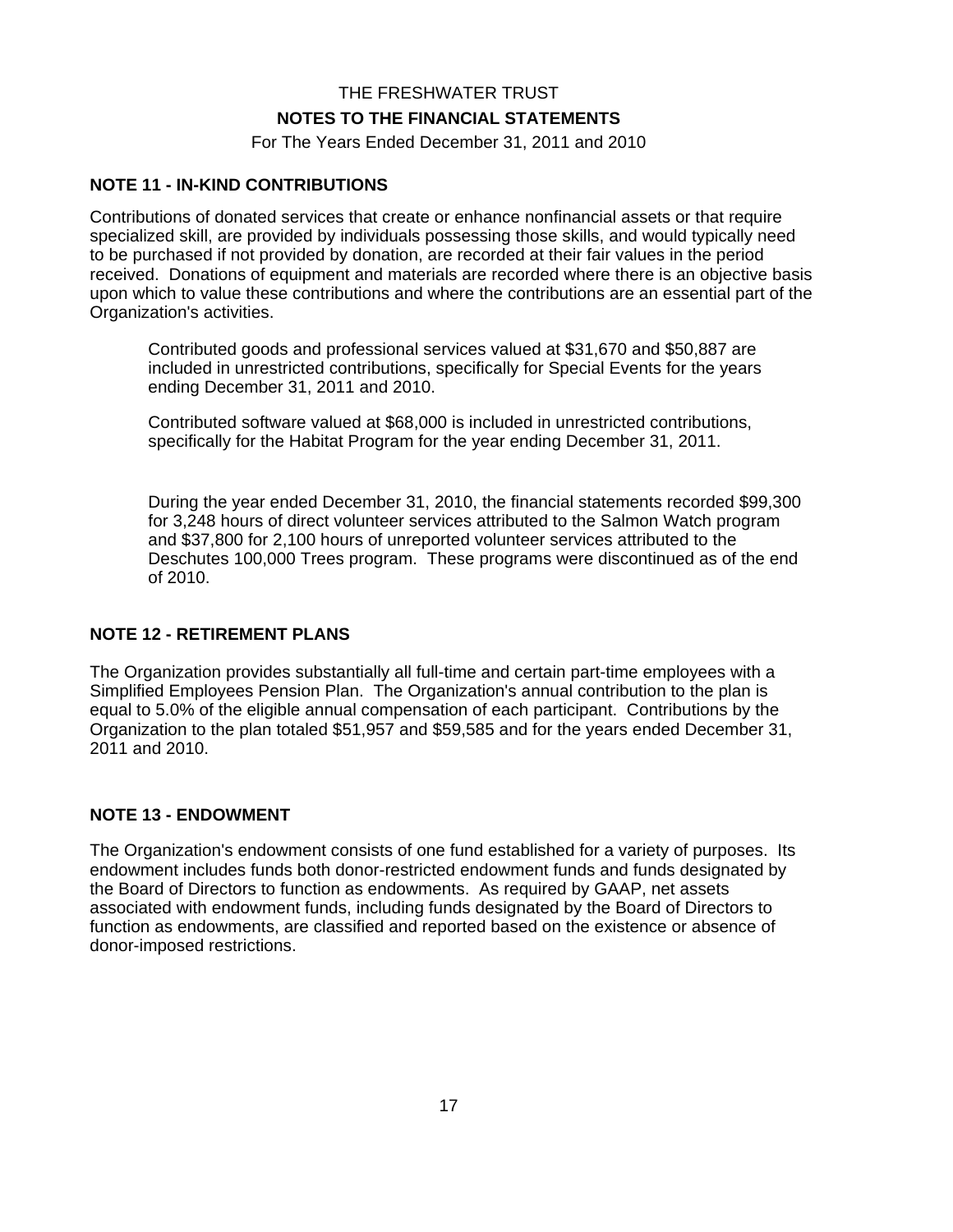THE FRESHWATER TRUST

**NOTES TO THE FINANCIAL STATEMENTS**

For The Years Ended December 31, 2011 and 2010

## NOTE 11 - IN-KIND CONTRIBUTIONS

Contributions of donated services that create or enhance nonfinancial assets or that require specialized skill, are provided by individuals possessing those skills, and would typically need to be purchased if not provided by donation, are recorded at their fair values in the period received. Donations of equipment and materials are recorded where there is an objective basis upon which to value these contributions and where the contributions are an essential part of the Organization's activities.

Contributed goods and professional services valued at $31,670 and $50,887 are included in unrestricted contributions, specifically for Special Events for the years ending December 31, 2011 and 2010.

Contributed software valued at $68,000 is included in unrestricted contributions, specifically for the Habitat Program for the year ending December 31, 2011.

During the year ended December 31, 2010, the financial statements recorded $99,300 for 3,248 hours of direct volunteer services attributed to the Salmon Watch program and $37,800 for 2,100 hours of unreported volunteer services attributed to the Deschutes 100,000 Trees program. These programs were discontinued as of the end of 2010.

## NOTE 12 - RETIREMENT PLANS

The Organization provides substantially all full-time and certain part-time employees with a Simplified Employees Pension Plan. The Organization's annual contribution to the plan is equal to 5.0% of the eligible annual compensation of each participant. Contributions by the Organization to the plan totaled $51,957 and $59,585 and for the years ended December 31, 2011 and 2010.

## NOTE 13 - ENDOWMENT

The Organization's endowment consists of one fund established for a variety of purposes. Its endowment includes funds both donor-restricted endowment funds and funds designated by the Board of Directors to function as endowments. As required by GAAP, net assets associated with endowment funds, including funds designated by the Board of Directors to function as endowments, are classified and reported based on the existence or absence of donor-imposed restrictions.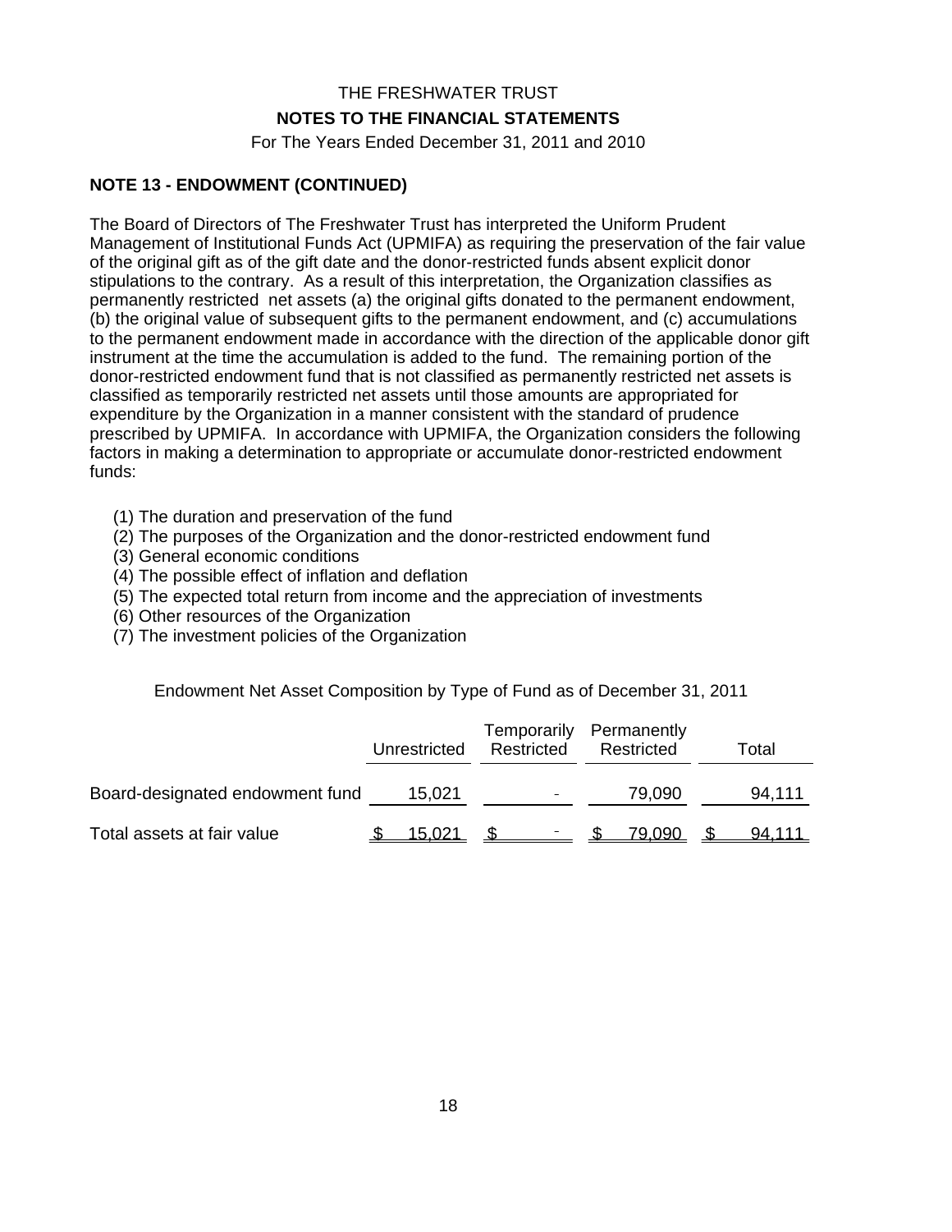THE FRESHWATER TRUST

**NOTES TO THE FINANCIAL STATEMENTS**

For The Years Ended December 31, 2011 and 2010

**NOTE 13 - ENDOWMENT (CONTINUED)**

The Board of Directors of The Freshwater Trust has interpreted the Uniform Prudent Management of Institutional Funds Act (UPMIFA) as requiring the preservation of the fair value of the original gift as of the gift date and the donor-restricted funds absent explicit donor stipulations to the contrary. As a result of this interpretation, the Organization classifies as permanently restricted net assets (a) the original gifts donated to the permanent endowment, (b) the original value of subsequent gifts to the permanent endowment, and (c) accumulations to the permanent endowment made in accordance with the direction of the applicable donor gift instrument at the time the accumulation is added to the fund. The remaining portion of the donor-restricted endowment fund that is not classified as permanently restricted net assets is classified as temporarily restricted net assets until those amounts are appropriated for expenditure by the Organization in a manner consistent with the standard of prudence prescribed by UPMIFA. In accordance with UPMIFA, the Organization considers the following factors in making a determination to appropriate or accumulate donor-restricted endowment funds:

(1) The duration and preservation of the fund
(2) The purposes of the Organization and the donor-restricted endowment fund
(3) General economic conditions
(4) The possible effect of inflation and deflation
(5) The expected total return from income and the appreciation of investments
(6) Other resources of the Organization
(7) The investment policies of the Organization

Endowment Net Asset Composition by Type of Fund as of December 31, 2011

| | Unrestricted | Temporarily Restricted | Permanently Restricted | Total |
|---|---|---|---|---|
| Board-designated endowment fund | 15,021 | - | 79,090 | 94,111 |
| Total assets at fair value | $ 15,021 | $ - | $ 79,090 | $ 94,111 |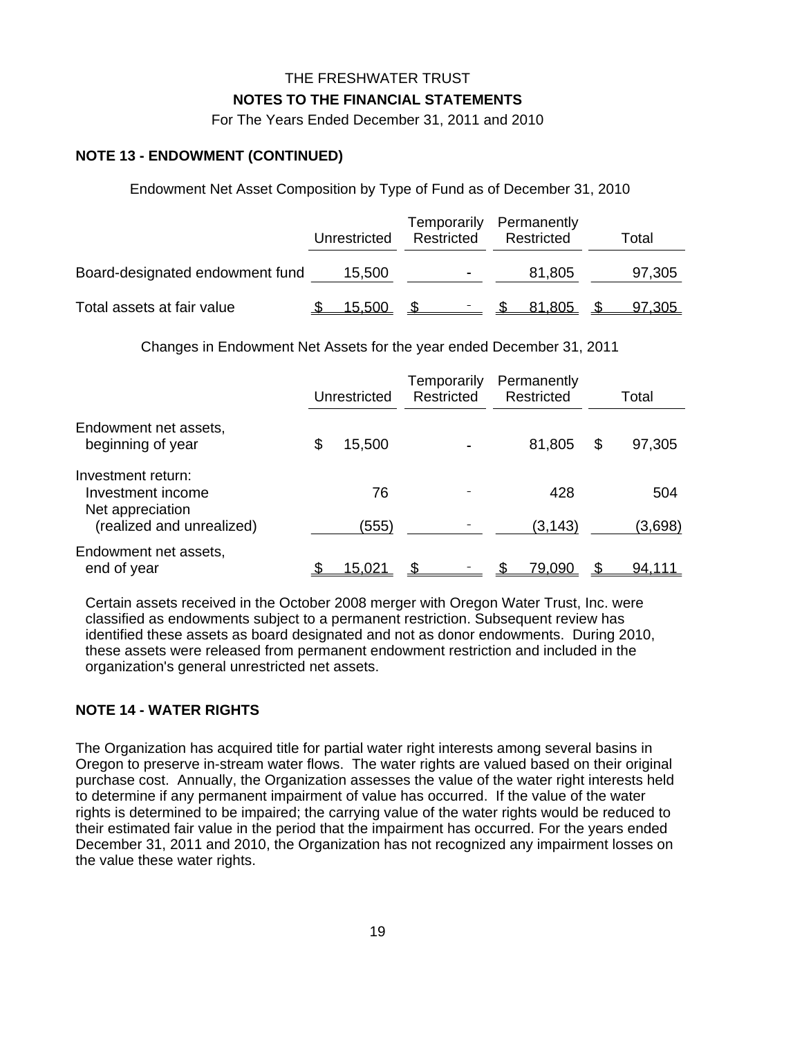THE FRESHWATER TRUST

**NOTES TO THE FINANCIAL STATEMENTS**

For The Years Ended December 31, 2011 and 2010

## NOTE 13 - ENDOWMENT (CONTINUED)

Endowment Net Asset Composition by Type of Fund as of December 31, 2010

| | Unrestricted | Temporarily Restricted | Permanently Restricted | Total |
|---|---|---|---|---|
| Board-designated endowment fund | 15,500 | - | 81,805 | 97,305 |
| Total assets at fair value | $ 15,500 | $ - | $ 81,805 | $ 97,305 |

Changes in Endowment Net Assets for the year ended December 31, 2011

| | Unrestricted | Temporarily Restricted | Permanently Restricted | Total |
|---|---|---|---|---|
| Endowment net assets, beginning of year | $ 15,500 | - | 81,805 | $ 97,305 |
| Investment return: | | | | |
| Investment income | 76 | - | 428 | 504 |
| Net appreciation (realized and unrealized) | (555) | - | (3,143) | (3,698) |
| Endowment net assets, end of year | $ 15,021 | $ - | $ 79,090 | $ 94,111 |

Certain assets received in the October 2008 merger with Oregon Water Trust, Inc. were classified as endowments subject to a permanent restriction. Subsequent review has identified these assets as board designated and not as donor endowments. During 2010, these assets were released from permanent endowment restriction and included in the organization's general unrestricted net assets.

## NOTE 14 - WATER RIGHTS

The Organization has acquired title for partial water right interests among several basins in Oregon to preserve in-stream water flows. The water rights are valued based on their original purchase cost. Annually, the Organization assesses the value of the water right interests held to determine if any permanent impairment of value has occurred. If the value of the water rights is determined to be impaired; the carrying value of the water rights would be reduced to their estimated fair value in the period that the impairment has occurred. For the years ended December 31, 2011 and 2010, the Organization has not recognized any impairment losses on the value these water rights.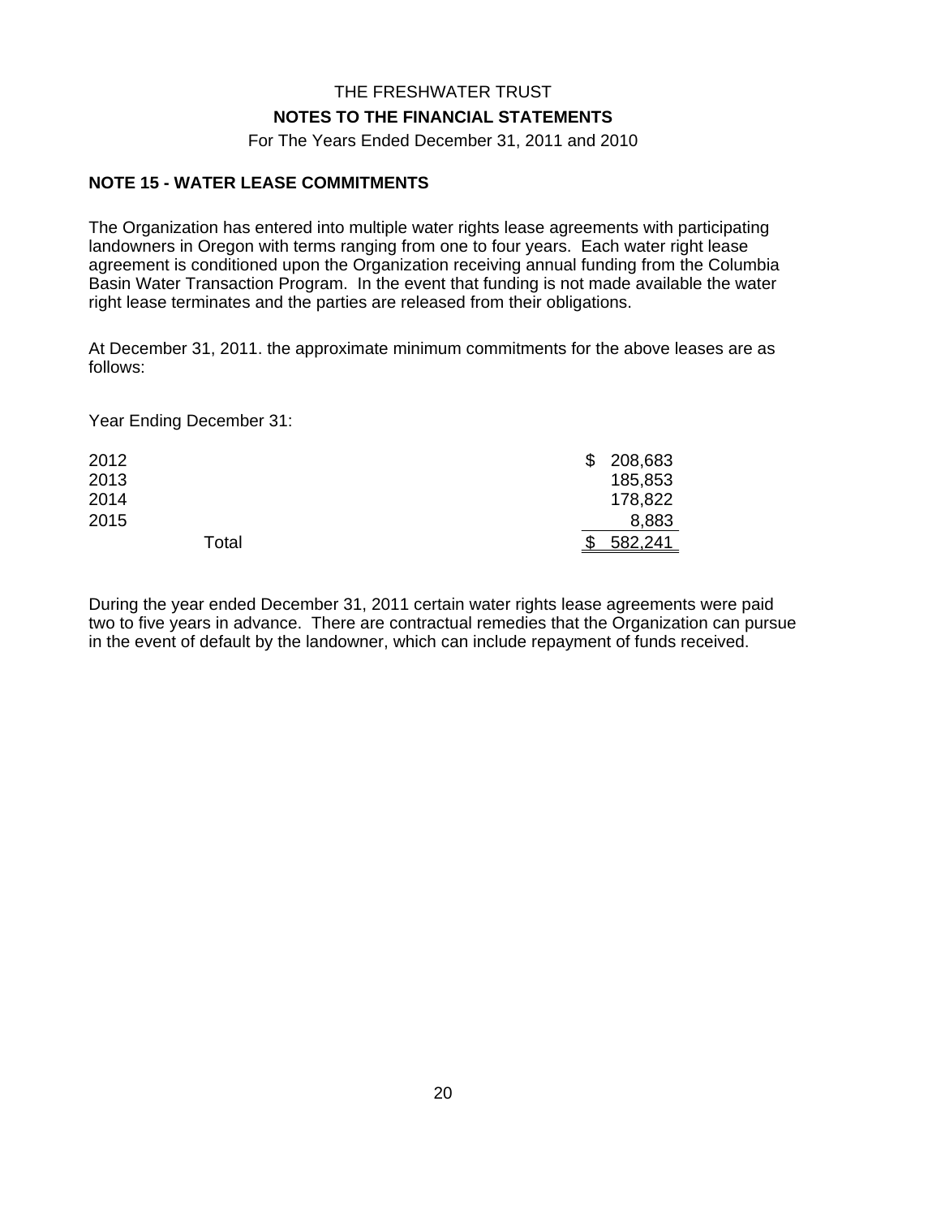THE FRESHWATER TRUST

**NOTES TO THE FINANCIAL STATEMENTS**

For The Years Ended December 31, 2011 and 2010

**NOTE 15 - WATER LEASE COMMITMENTS**

The Organization has entered into multiple water rights lease agreements with participating landowners in Oregon with terms ranging from one to four years. Each water right lease agreement is conditioned upon the Organization receiving annual funding from the Columbia Basin Water Transaction Program. In the event that funding is not made available the water right lease terminates and the parties are released from their obligations.

At December 31, 2011. the approximate minimum commitments for the above leases are as follows:

Year Ending December 31:

| | |
|---|---|
| 2012 | $ 208,683 |
| 2013 | 185,853 |
| 2014 | 178,822 |
| 2015 | 8,883 |
| Total | $ 582,241 |

During the year ended December 31, 2011 certain water rights lease agreements were paid two to five years in advance. There are contractual remedies that the Organization can pursue in the event of default by the landowner, which can include repayment of funds received.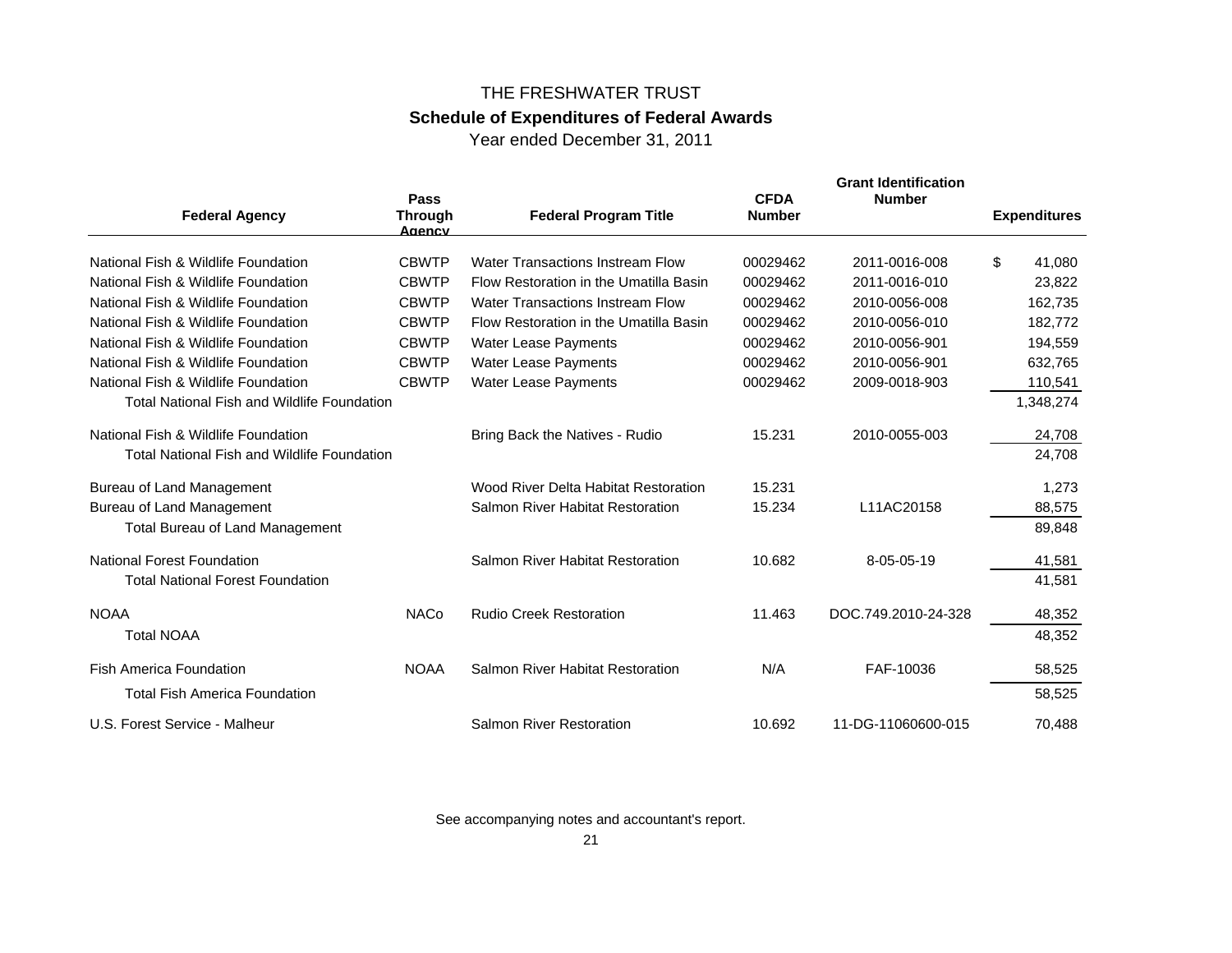# THE FRESHWATER TRUST

## Schedule of Expenditures of Federal Awards

Year ended December 31, 2011

| Federal Agency | Pass Through Agency | Federal Program Title | CFDA Number | Grant Identification Number | Expenditures |
|---|---|---|---|---|---|
| National Fish & Wildlife Foundation | CBWTP | Water Transactions Instream Flow | 00029462 | 2011-0016-008 | $ 41,080 |
| National Fish & Wildlife Foundation | CBWTP | Flow Restoration in the Umatilla Basin | 00029462 | 2011-0016-010 | 23,822 |
| National Fish & Wildlife Foundation | CBWTP | Water Transactions Instream Flow | 00029462 | 2010-0056-008 | 162,735 |
| National Fish & Wildlife Foundation | CBWTP | Flow Restoration in the Umatilla Basin | 00029462 | 2010-0056-010 | 182,772 |
| National Fish & Wildlife Foundation | CBWTP | Water Lease Payments | 00029462 | 2010-0056-901 | 194,559 |
| National Fish & Wildlife Foundation | CBWTP | Water Lease Payments | 00029462 | 2010-0056-901 | 632,765 |
| National Fish & Wildlife Foundation | CBWTP | Water Lease Payments | 00029462 | 2009-0018-903 | 110,541 |
| Total National Fish and Wildlife Foundation | | | | | 1,348,274 |
| National Fish & Wildlife Foundation | | Bring Back the Natives - Rudio | 15.231 | 2010-0055-003 | 24,708 |
| Total National Fish and Wildlife Foundation | | | | | 24,708 |
| Bureau of Land Management | | Wood River Delta Habitat Restoration | 15.231 | | 1,273 |
| Bureau of Land Management | | Salmon River Habitat Restoration | 15.234 | L11AC20158 | 88,575 |
| Total Bureau of Land Management | | | | | 89,848 |
| National Forest Foundation | | Salmon River Habitat Restoration | 10.682 | 8-05-05-19 | 41,581 |
| Total National Forest Foundation | | | | | 41,581 |
| NOAA | NACo | Rudio Creek Restoration | 11.463 | DOC.749.2010-24-328 | 48,352 |
| Total NOAA | | | | | 48,352 |
| Fish America Foundation | NOAA | Salmon River Habitat Restoration | N/A | FAF-10036 | 58,525 |
| Total Fish America Foundation | | | | | 58,525 |
| U.S. Forest Service - Malheur | | Salmon River Restoration | 10.692 | 11-DG-11060600-015 | 70,488 |

See accompanying notes and accountant's report.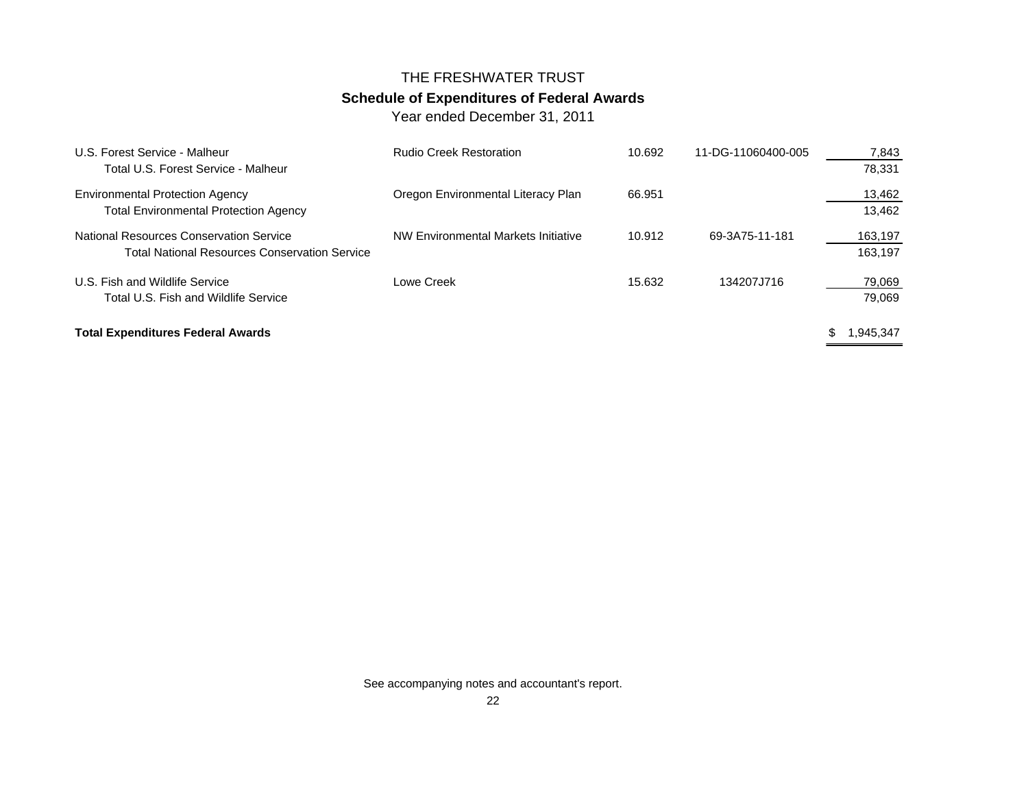# THE FRESHWATER TRUST

## Schedule of Expenditures of Federal Awards

Year ended December 31, 2011

| | | | | |
|---|---|---|---|---|
| U.S. Forest Service - Malheur | Rudio Creek Restoration | 10.692 | 11-DG-11060400-005 | 7,843 |
| Total U.S. Forest Service - Malheur | | | | 78,331 |
| Environmental Protection Agency | Oregon Environmental Literacy Plan | 66.951 | | 13,462 |
| Total Environmental Protection Agency | | | | 13,462 |
| National Resources Conservation Service | NW Environmental Markets Initiative | 10.912 | 69-3A75-11-181 | 163,197 |
| Total National Resources Conservation Service | | | | 163,197 |
| U.S. Fish and Wildlife Service | Lowe Creek | 15.632 | 134207J716 | 79,069 |
| Total U.S. Fish and Wildlife Service | | | | 79,069 |
| **Total Expenditures Federal Awards** | | | | $ 1,945,347 |

See accompanying notes and accountant's report.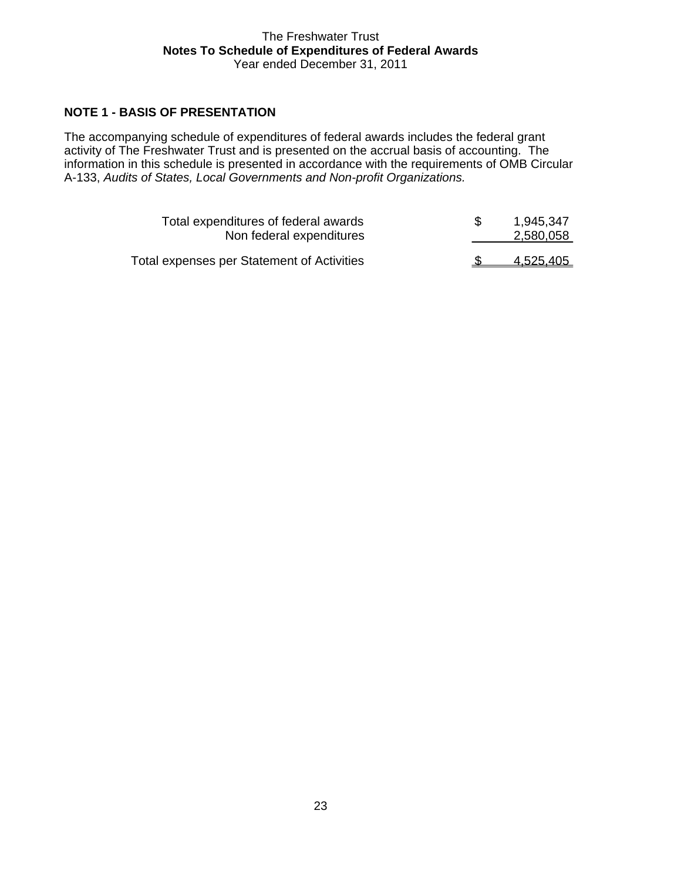The Freshwater Trust
**Notes To Schedule of Expenditures of Federal Awards**
Year ended December 31, 2011

## NOTE 1 - BASIS OF PRESENTATION

The accompanying schedule of expenditures of federal awards includes the federal grant activity of The Freshwater Trust and is presented on the accrual basis of accounting. The information in this schedule is presented in accordance with the requirements of OMB Circular A-133, *Audits of States, Local Governments and Non-profit Organizations.*

| | | |
|---|---|---|
| Total expenditures of federal awards | $ | 1,945,347 |
| Non federal expenditures | | 2,580,058 |
| Total expenses per Statement of Activities | $ | 4,525,405 |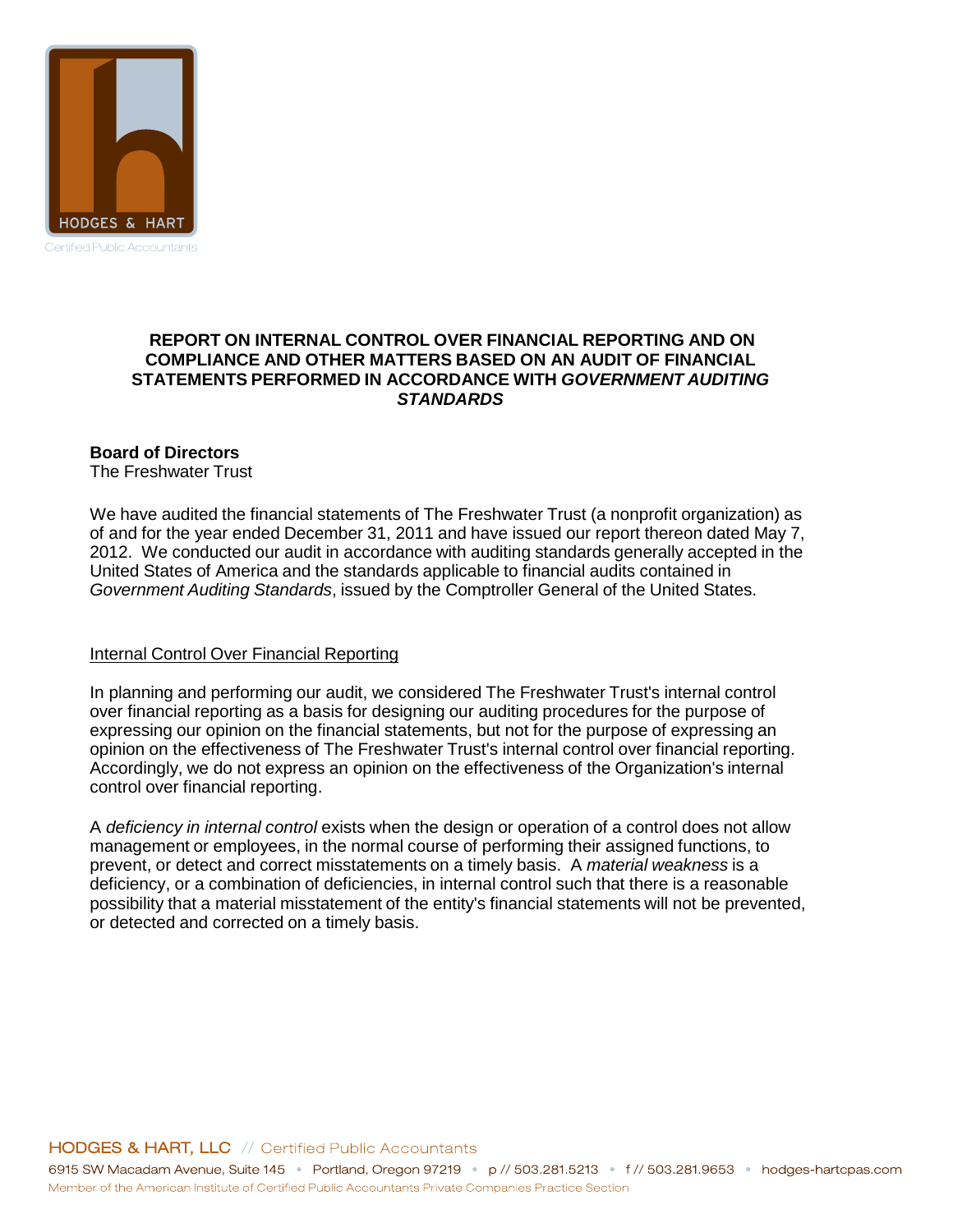# REPORT ON INTERNAL CONTROL OVER FINANCIAL REPORTING AND ON COMPLIANCE AND OTHER MATTERS BASED ON AN AUDIT OF FINANCIAL STATEMENTS PERFORMED IN ACCORDANCE WITH *GOVERNMENT AUDITING STANDARDS*

**Board of Directors**
The Freshwater Trust

We have audited the financial statements of The Freshwater Trust (a nonprofit organization) as of and for the year ended December 31, 2011 and have issued our report thereon dated May 7, 2012. We conducted our audit in accordance with auditing standards generally accepted in the United States of America and the standards applicable to financial audits contained in *Government Auditing Standards*, issued by the Comptroller General of the United States.

## Internal Control Over Financial Reporting

In planning and performing our audit, we considered The Freshwater Trust's internal control over financial reporting as a basis for designing our auditing procedures for the purpose of expressing our opinion on the financial statements, but not for the purpose of expressing an opinion on the effectiveness of The Freshwater Trust's internal control over financial reporting. Accordingly, we do not express an opinion on the effectiveness of the Organization's internal control over financial reporting.

A *deficiency in internal control* exists when the design or operation of a control does not allow management or employees, in the normal course of performing their assigned functions, to prevent, or detect and correct misstatements on a timely basis. A *material weakness* is a deficiency, or a combination of deficiencies, in internal control such that there is a reasonable possibility that a material misstatement of the entity's financial statements will not be prevented, or detected and corrected on a timely basis.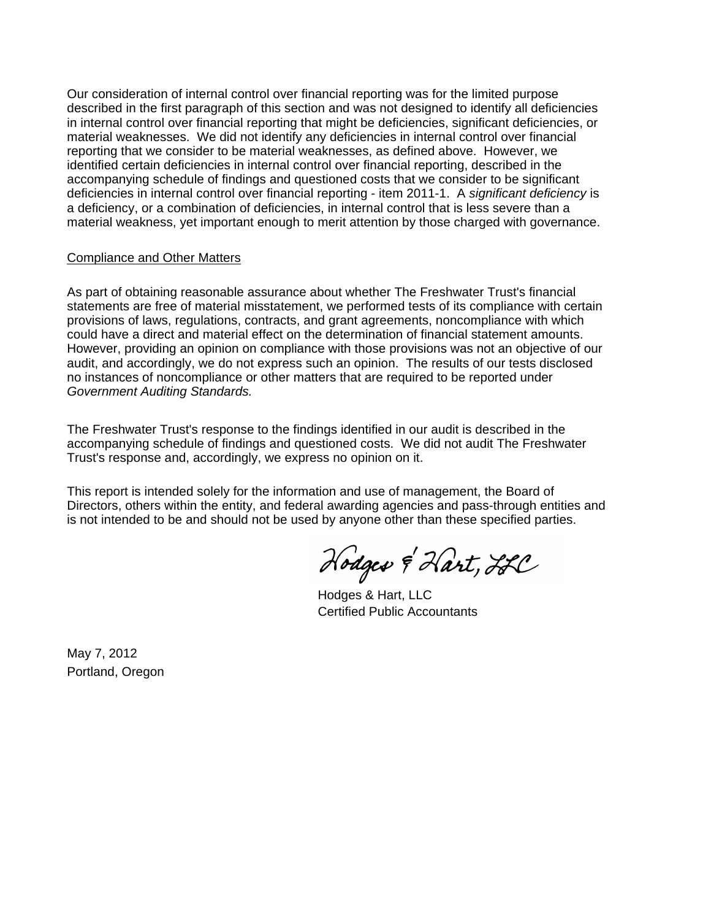Our consideration of internal control over financial reporting was for the limited purpose described in the first paragraph of this section and was not designed to identify all deficiencies in internal control over financial reporting that might be deficiencies, significant deficiencies, or material weaknesses. We did not identify any deficiencies in internal control over financial reporting that we consider to be material weaknesses, as defined above. However, we identified certain deficiencies in internal control over financial reporting, described in the accompanying schedule of findings and questioned costs that we consider to be significant deficiencies in internal control over financial reporting - item 2011-1. A *significant deficiency* is a deficiency, or a combination of deficiencies, in internal control that is less severe than a material weakness, yet important enough to merit attention by those charged with governance.

Compliance and Other Matters

As part of obtaining reasonable assurance about whether The Freshwater Trust's financial statements are free of material misstatement, we performed tests of its compliance with certain provisions of laws, regulations, contracts, and grant agreements, noncompliance with which could have a direct and material effect on the determination of financial statement amounts. However, providing an opinion on compliance with those provisions was not an objective of our audit, and accordingly, we do not express such an opinion. The results of our tests disclosed no instances of noncompliance or other matters that are required to be reported under *Government Auditing Standards.*

The Freshwater Trust's response to the findings identified in our audit is described in the accompanying schedule of findings and questioned costs. We did not audit The Freshwater Trust's response and, accordingly, we express no opinion on it.

This report is intended solely for the information and use of management, the Board of Directors, others within the entity, and federal awarding agencies and pass-through entities and is not intended to be and should not be used by anyone other than these specified parties.

Hodges & Hart, LLC

Hodges & Hart, LLC
Certified Public Accountants

May 7, 2012
Portland, Oregon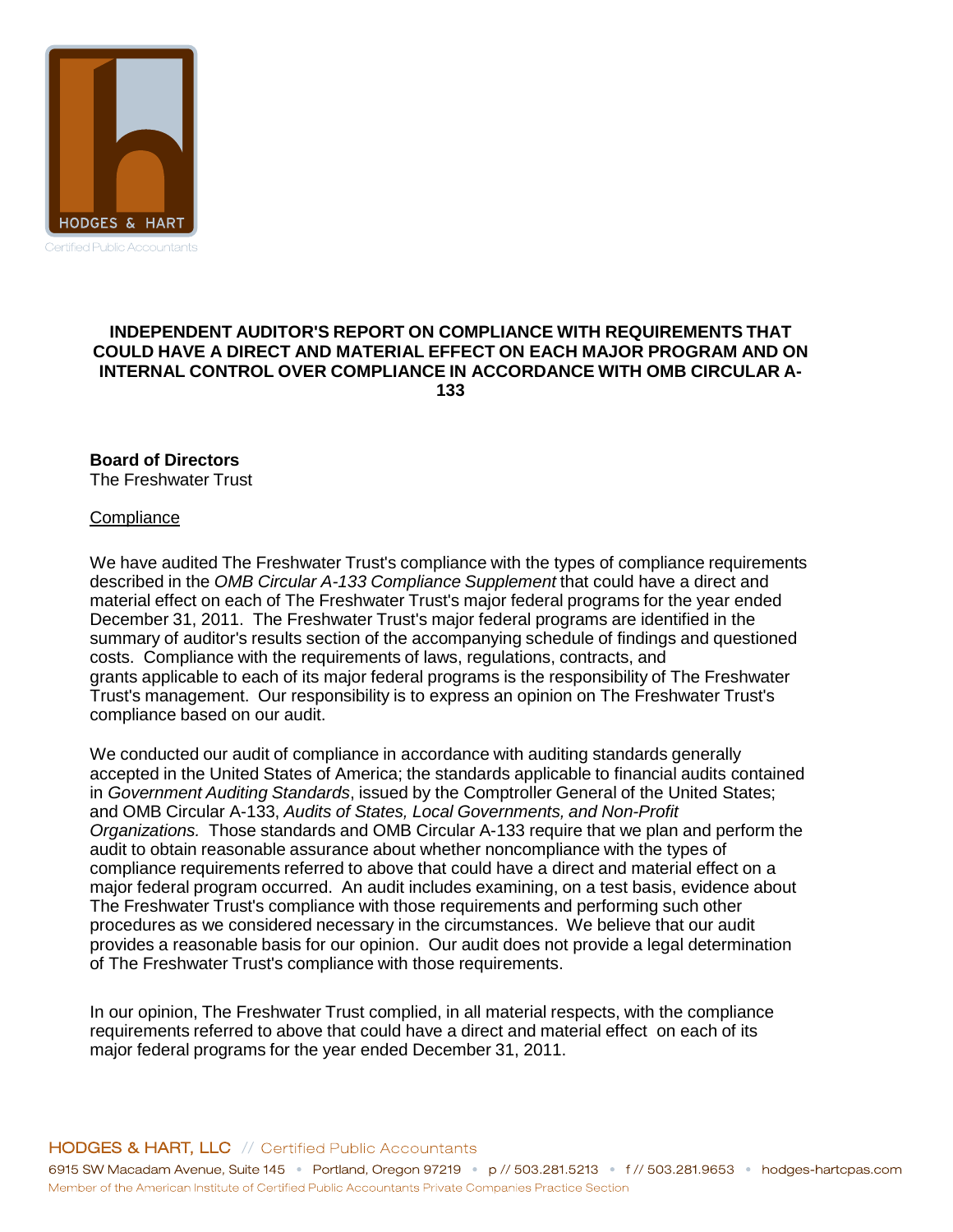# INDEPENDENT AUDITOR'S REPORT ON COMPLIANCE WITH REQUIREMENTS THAT COULD HAVE A DIRECT AND MATERIAL EFFECT ON EACH MAJOR PROGRAM AND ON INTERNAL CONTROL OVER COMPLIANCE IN ACCORDANCE WITH OMB CIRCULAR A-133

**Board of Directors**
The Freshwater Trust

Compliance

We have audited The Freshwater Trust's compliance with the types of compliance requirements described in the *OMB Circular A-133 Compliance Supplement* that could have a direct and material effect on each of The Freshwater Trust's major federal programs for the year ended December 31, 2011. The Freshwater Trust's major federal programs are identified in the summary of auditor's results section of the accompanying schedule of findings and questioned costs. Compliance with the requirements of laws, regulations, contracts, and grants applicable to each of its major federal programs is the responsibility of The Freshwater Trust's management. Our responsibility is to express an opinion on The Freshwater Trust's compliance based on our audit.

We conducted our audit of compliance in accordance with auditing standards generally accepted in the United States of America; the standards applicable to financial audits contained in *Government Auditing Standards*, issued by the Comptroller General of the United States; and OMB Circular A-133, *Audits of States, Local Governments, and Non-Profit Organizations.* Those standards and OMB Circular A-133 require that we plan and perform the audit to obtain reasonable assurance about whether noncompliance with the types of compliance requirements referred to above that could have a direct and material effect on a major federal program occurred. An audit includes examining, on a test basis, evidence about The Freshwater Trust's compliance with those requirements and performing such other procedures as we considered necessary in the circumstances. We believe that our audit provides a reasonable basis for our opinion. Our audit does not provide a legal determination of The Freshwater Trust's compliance with those requirements.

In our opinion, The Freshwater Trust complied, in all material respects, with the compliance requirements referred to above that could have a direct and material effect on each of its major federal programs for the year ended December 31, 2011.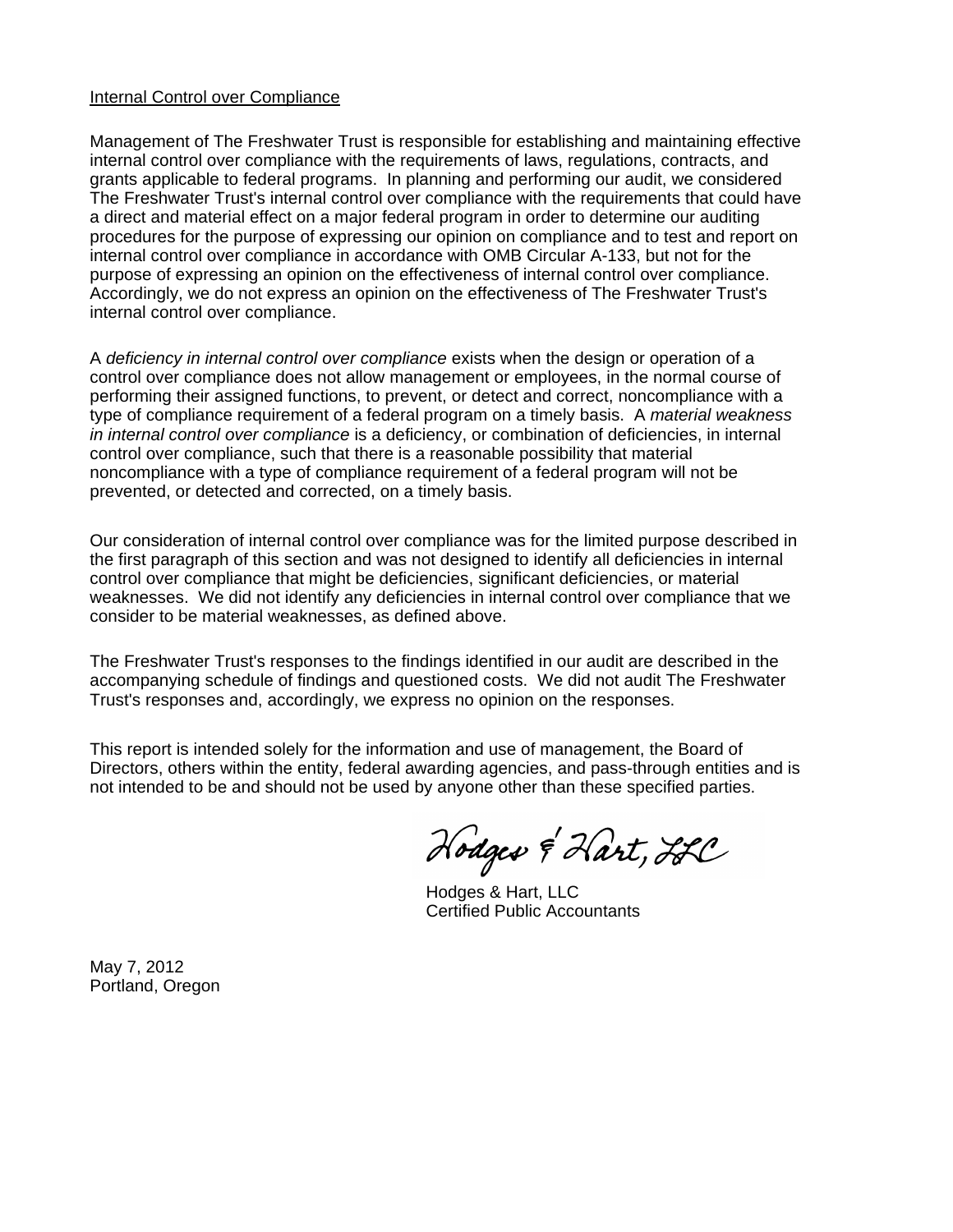<u>Internal Control over Compliance</u>

Management of The Freshwater Trust is responsible for establishing and maintaining effective internal control over compliance with the requirements of laws, regulations, contracts, and grants applicable to federal programs. In planning and performing our audit, we considered The Freshwater Trust's internal control over compliance with the requirements that could have a direct and material effect on a major federal program in order to determine our auditing procedures for the purpose of expressing our opinion on compliance and to test and report on internal control over compliance in accordance with OMB Circular A-133, but not for the purpose of expressing an opinion on the effectiveness of internal control over compliance. Accordingly, we do not express an opinion on the effectiveness of The Freshwater Trust's internal control over compliance.

A *deficiency in internal control over compliance* exists when the design or operation of a control over compliance does not allow management or employees, in the normal course of performing their assigned functions, to prevent, or detect and correct, noncompliance with a type of compliance requirement of a federal program on a timely basis. A *material weakness in internal control over compliance* is a deficiency, or combination of deficiencies, in internal control over compliance, such that there is a reasonable possibility that material noncompliance with a type of compliance requirement of a federal program will not be prevented, or detected and corrected, on a timely basis.

Our consideration of internal control over compliance was for the limited purpose described in the first paragraph of this section and was not designed to identify all deficiencies in internal control over compliance that might be deficiencies, significant deficiencies, or material weaknesses. We did not identify any deficiencies in internal control over compliance that we consider to be material weaknesses, as defined above.

The Freshwater Trust's responses to the findings identified in our audit are described in the accompanying schedule of findings and questioned costs. We did not audit The Freshwater Trust's responses and, accordingly, we express no opinion on the responses.

This report is intended solely for the information and use of management, the Board of Directors, others within the entity, federal awarding agencies, and pass-through entities and is not intended to be and should not be used by anyone other than these specified parties.

Hodges & Hart, LLC

Hodges & Hart, LLC
Certified Public Accountants

May 7, 2012
Portland, Oregon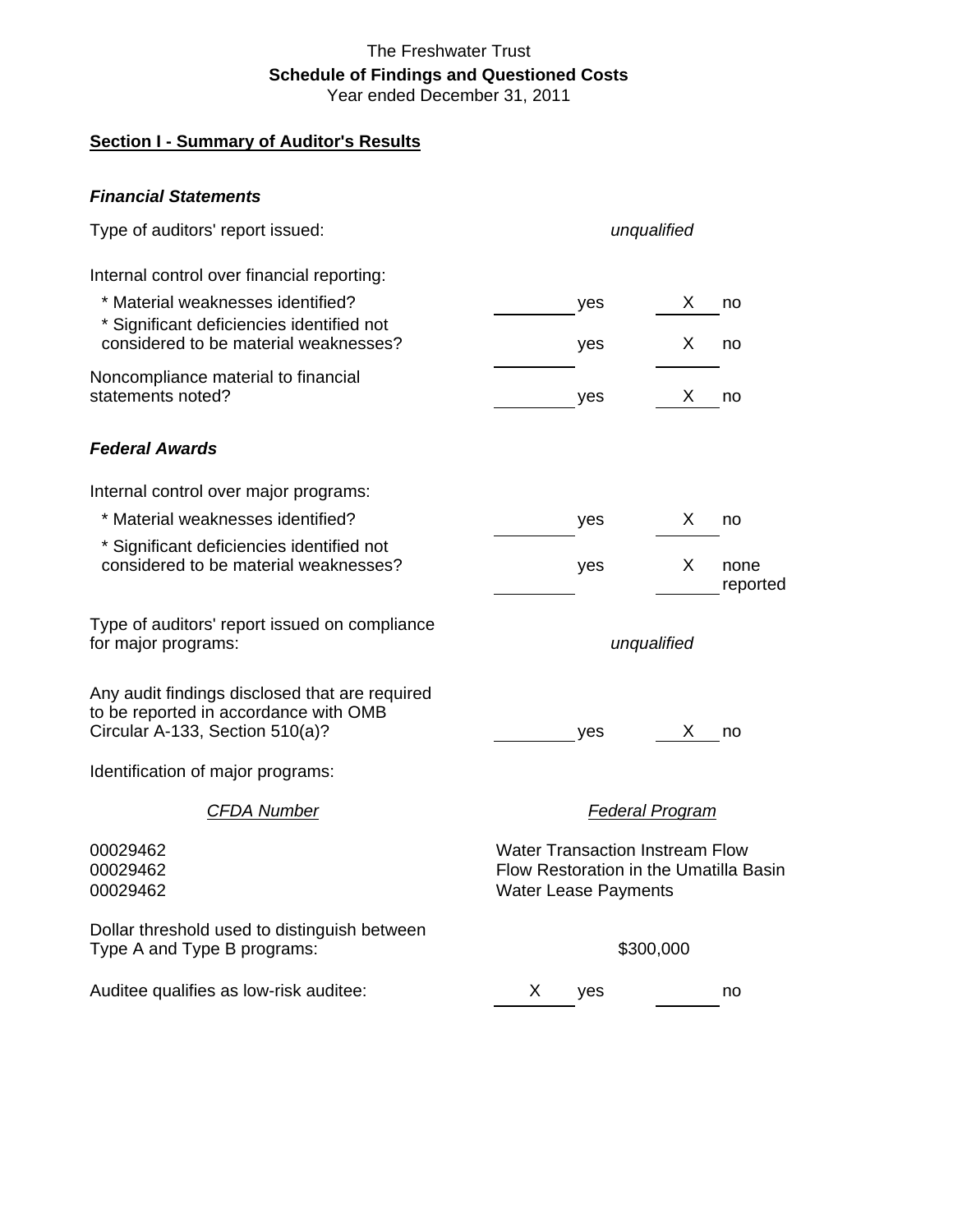The Freshwater Trust

**Schedule of Findings and Questioned Costs**

Year ended December 31, 2011

## Section I - Summary of Auditor's Results

### *Financial Statements*

| | |
|---|---|
| Type of auditors' report issued: | *unqualified* |

Internal control over financial reporting:

| | | |
|---|---|---|
| * Material weaknesses identified? | _____ yes | X no |
| * Significant deficiencies identified not considered to be material weaknesses? | _____ yes | X no |
| Noncompliance material to financial statements noted? | _____ yes | X no |

### *Federal Awards*

Internal control over major programs:

| | | |
|---|---|---|
| * Material weaknesses identified? | _____ yes | X no |
| * Significant deficiencies identified not considered to be material weaknesses? | _____ yes | X none reported |

| | |
|---|---|
| Type of auditors' report issued on compliance for major programs: | *unqualified* |

| | | |
|---|---|---|
| Any audit findings disclosed that are required to be reported in accordance with OMB Circular A-133, Section 510(a)? | _____ yes | X no |

Identification of major programs:

| *CFDA Number* | *Federal Program* |
|---|---|
| 00029462 | Water Transaction Instream Flow |
| 00029462 | Flow Restoration in the Umatilla Basin |
| 00029462 | Water Lease Payments |

| | |
|---|---|
| Dollar threshold used to distinguish between Type A and Type B programs: | $300,000 |

| | | |
|---|---|---|
| Auditee qualifies as low-risk auditee: | X yes | _____ no |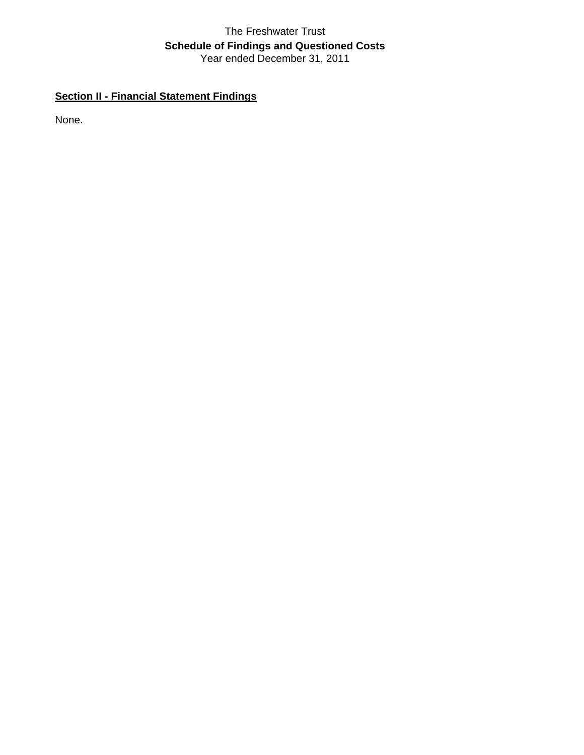The Freshwater Trust

**Schedule of Findings and Questioned Costs**

Year ended December 31, 2011

## Section II - Financial Statement Findings

None.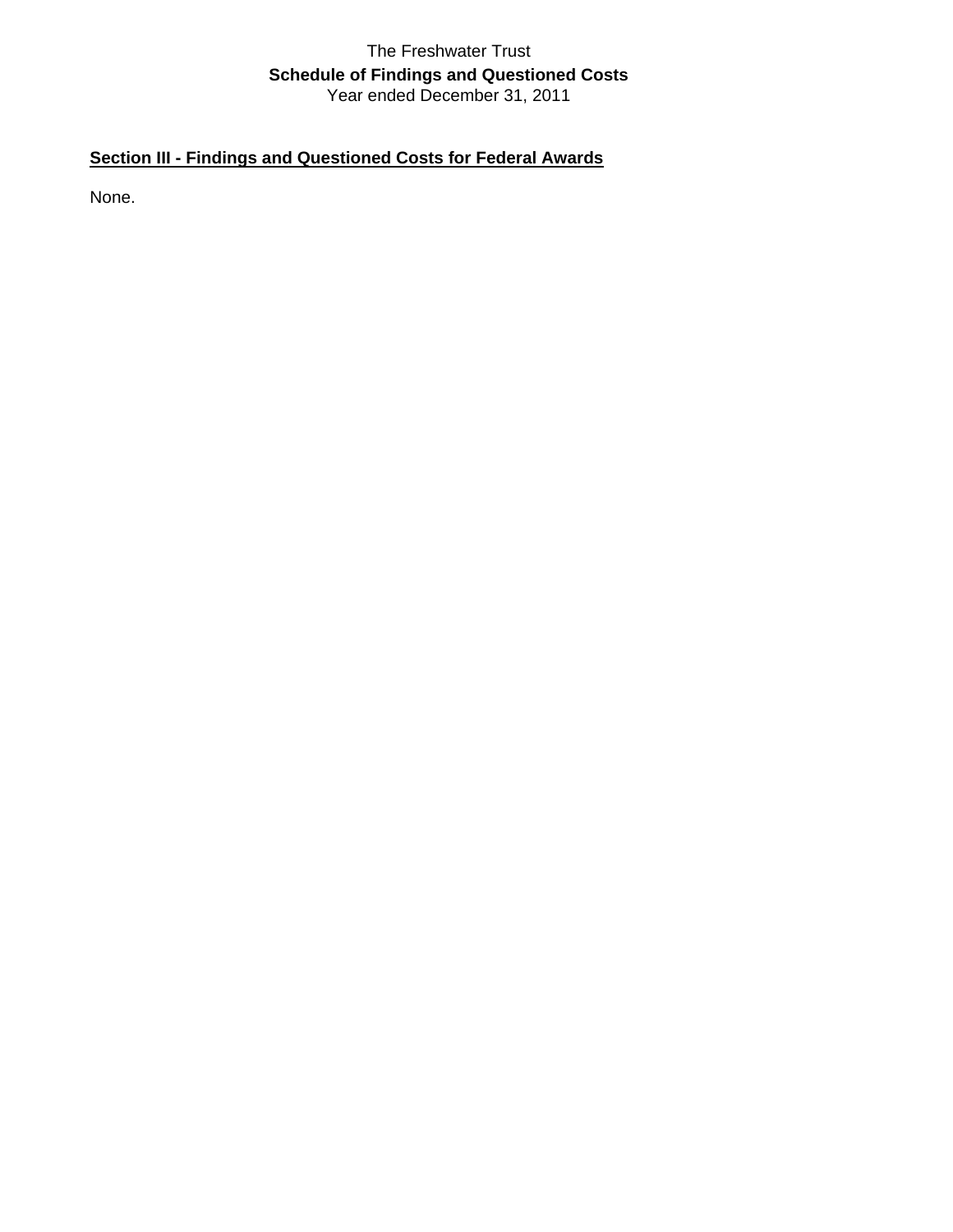The Freshwater Trust

**Schedule of Findings and Questioned Costs**

Year ended December 31, 2011

**Section III - Findings and Questioned Costs for Federal Awards**

None.